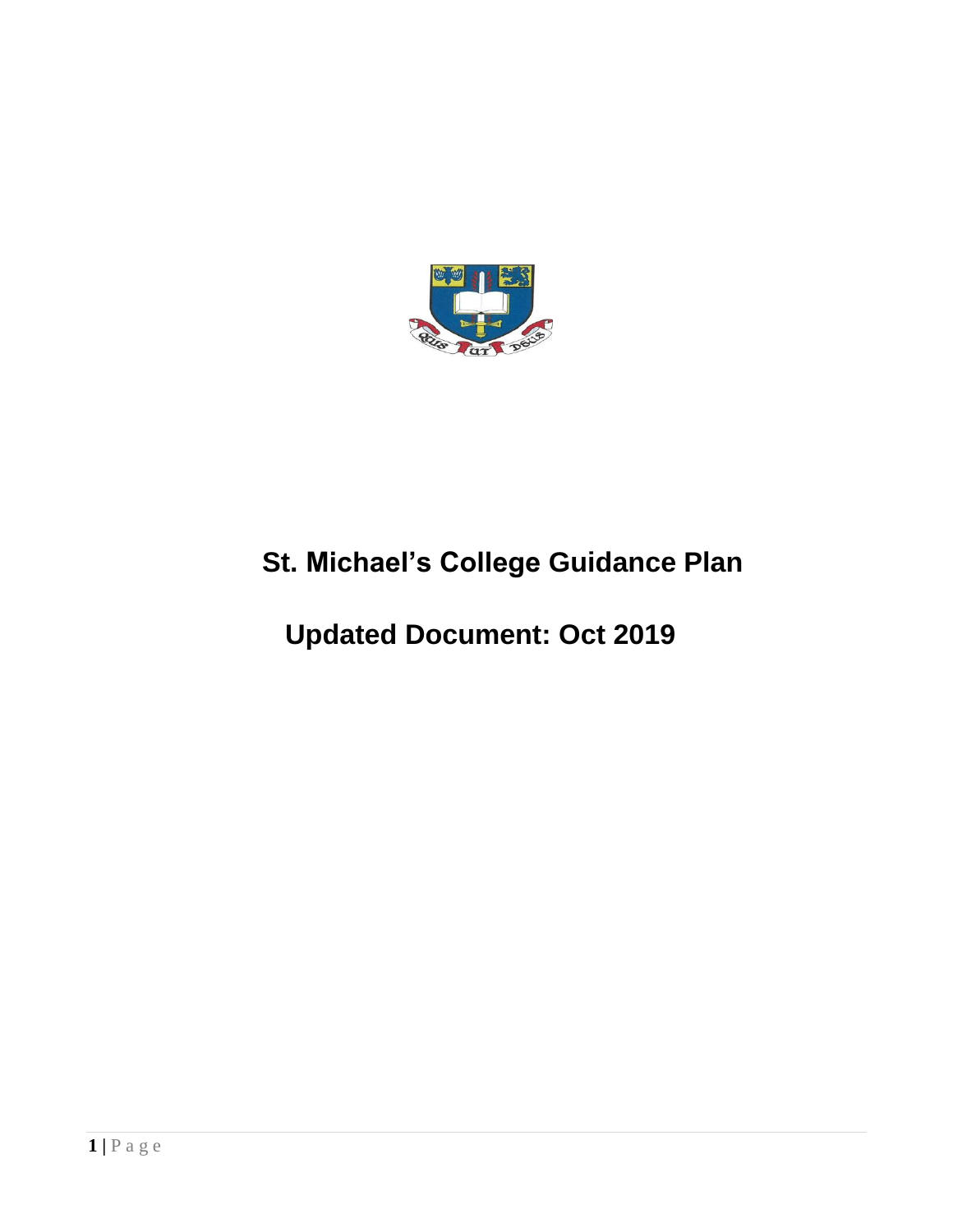# St. Michael's College Guidance Plan

## Updated Document: Oct 2019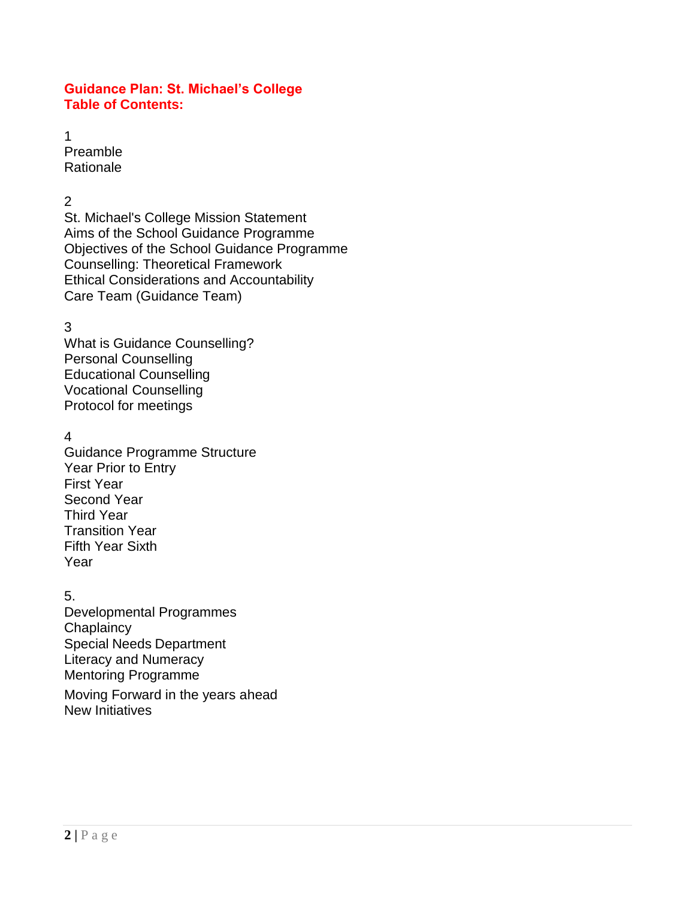**Guidance Plan: St. Michael's College**
**Table of Contents:**

1
Preamble
Rationale

2
St. Michael's College Mission Statement
Aims of the School Guidance Programme
Objectives of the School Guidance Programme
Counselling: Theoretical Framework
Ethical Considerations and Accountability
Care Team (Guidance Team)

3
What is Guidance Counselling?
Personal Counselling
Educational Counselling
Vocational Counselling
Protocol for meetings

4
Guidance Programme Structure
Year Prior to Entry
First Year
Second Year
Third Year
Transition Year
Fifth Year Sixth
Year

5.
Developmental Programmes
Chaplaincy
Special Needs Department
Literacy and Numeracy
Mentoring Programme
Moving Forward in the years ahead
New Initiatives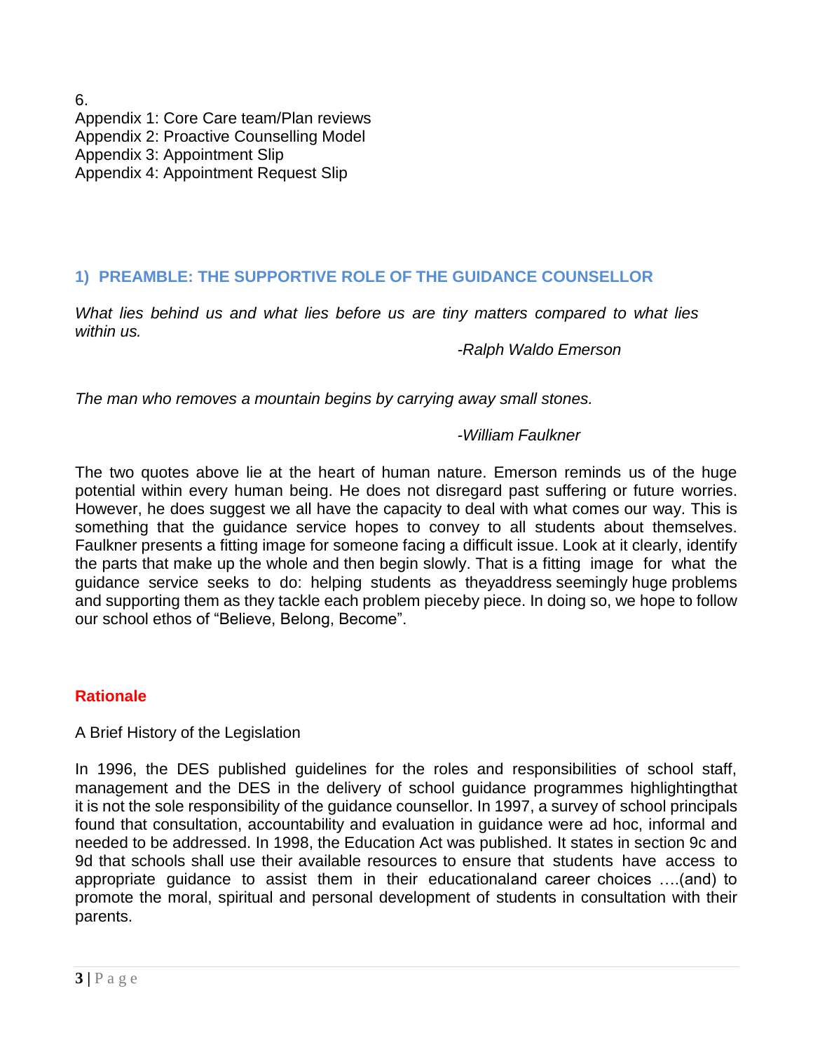6.
Appendix 1: Core Care team/Plan reviews
Appendix 2: Proactive Counselling Model
Appendix 3: Appointment Slip
Appendix 4: Appointment Request Slip

## 1) PREAMBLE: THE SUPPORTIVE ROLE OF THE GUIDANCE COUNSELLOR

*What lies behind us and what lies before us are tiny matters compared to what lies within us.*

*-Ralph Waldo Emerson*

*The man who removes a mountain begins by carrying away small stones.*

*-William Faulkner*

The two quotes above lie at the heart of human nature. Emerson reminds us of the huge potential within every human being. He does not disregard past suffering or future worries. However, he does suggest we all have the capacity to deal with what comes our way. This is something that the guidance service hopes to convey to all students about themselves. Faulkner presents a fitting image for someone facing a difficult issue. Look at it clearly, identify the parts that make up the whole and then begin slowly. That is a fitting image for what the guidance service seeks to do: helping students as theyaddress seemingly huge problems and supporting them as they tackle each problem pieceby piece. In doing so, we hope to follow our school ethos of "Believe, Belong, Become".

## Rationale

A Brief History of the Legislation

In 1996, the DES published guidelines for the roles and responsibilities of school staff, management and the DES in the delivery of school guidance programmes highlightingthat it is not the sole responsibility of the guidance counsellor. In 1997, a survey of school principals found that consultation, accountability and evaluation in guidance were ad hoc, informal and needed to be addressed. In 1998, the Education Act was published. It states in section 9c and 9d that schools shall use their available resources to ensure that students have access to appropriate guidance to assist them in their educationaland career choices ….(and) to promote the moral, spiritual and personal development of students in consultation with their parents.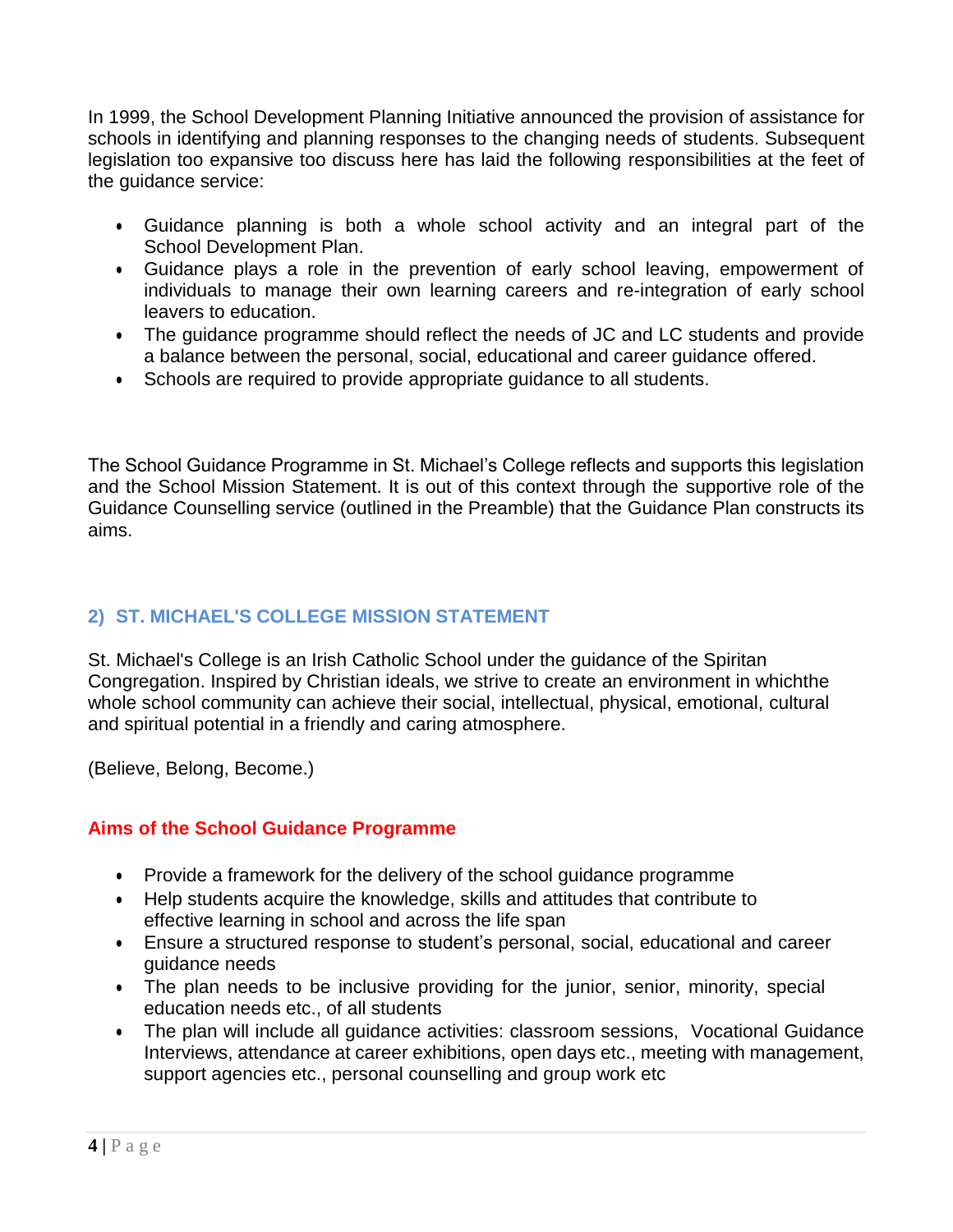In 1999, the School Development Planning Initiative announced the provision of assistance for schools in identifying and planning responses to the changing needs of students. Subsequent legislation too expansive too discuss here has laid the following responsibilities at the feet of the guidance service:

- Guidance planning is both a whole school activity and an integral part of the School Development Plan.
- Guidance plays a role in the prevention of early school leaving, empowerment of individuals to manage their own learning careers and re-integration of early school leavers to education.
- The guidance programme should reflect the needs of JC and LC students and provide a balance between the personal, social, educational and career guidance offered.
- Schools are required to provide appropriate guidance to all students.

The School Guidance Programme in St. Michael's College reflects and supports this legislation and the School Mission Statement. It is out of this context through the supportive role of the Guidance Counselling service (outlined in the Preamble) that the Guidance Plan constructs its aims.

## 2) ST. MICHAEL'S COLLEGE MISSION STATEMENT

St. Michael's College is an Irish Catholic School under the guidance of the Spiritan Congregation. Inspired by Christian ideals, we strive to create an environment in whichthe whole school community can achieve their social, intellectual, physical, emotional, cultural and spiritual potential in a friendly and caring atmosphere.

(Believe, Belong, Become.)

### Aims of the School Guidance Programme

- Provide a framework for the delivery of the school guidance programme
- Help students acquire the knowledge, skills and attitudes that contribute to effective learning in school and across the life span
- Ensure a structured response to student's personal, social, educational and career guidance needs
- The plan needs to be inclusive providing for the junior, senior, minority, special education needs etc., of all students
- The plan will include all guidance activities: classroom sessions, Vocational Guidance Interviews, attendance at career exhibitions, open days etc., meeting with management, support agencies etc., personal counselling and group work etc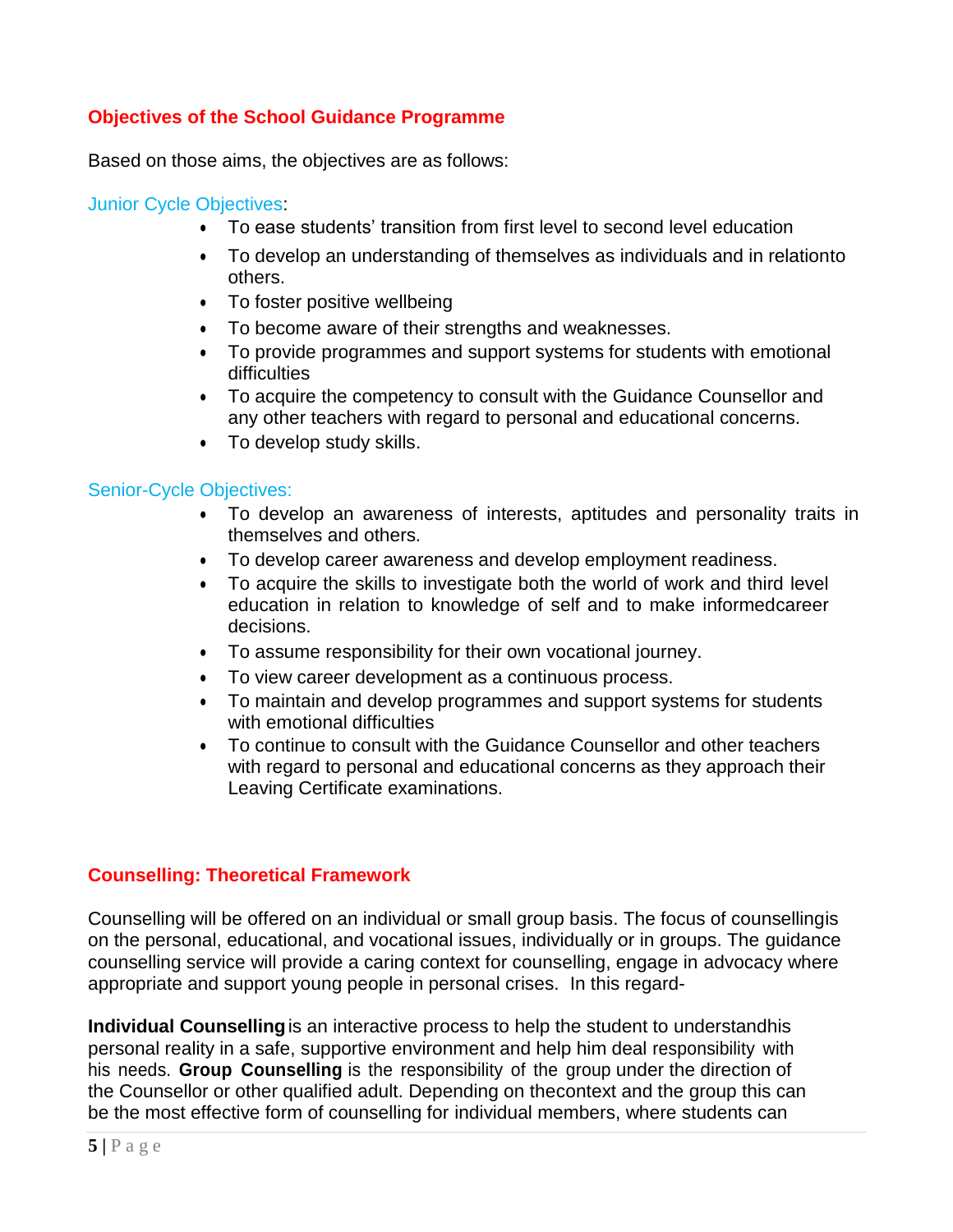## Objectives of the School Guidance Programme

Based on those aims, the objectives are as follows:

### Junior Cycle Objectives:

- To ease students' transition from first level to second level education
- To develop an understanding of themselves as individuals and in relationto others.
- To foster positive wellbeing
- To become aware of their strengths and weaknesses.
- To provide programmes and support systems for students with emotional difficulties
- To acquire the competency to consult with the Guidance Counsellor and any other teachers with regard to personal and educational concerns.
- To develop study skills.

### Senior-Cycle Objectives:

- To develop an awareness of interests, aptitudes and personality traits in themselves and others.
- To develop career awareness and develop employment readiness.
- To acquire the skills to investigate both the world of work and third level education in relation to knowledge of self and to make informedcareer decisions.
- To assume responsibility for their own vocational journey.
- To view career development as a continuous process.
- To maintain and develop programmes and support systems for students with emotional difficulties
- To continue to consult with the Guidance Counsellor and other teachers with regard to personal and educational concerns as they approach their Leaving Certificate examinations.

## Counselling: Theoretical Framework

Counselling will be offered on an individual or small group basis. The focus of counsellingis on the personal, educational, and vocational issues, individually or in groups. The guidance counselling service will provide a caring context for counselling, engage in advocacy where appropriate and support young people in personal crises. In this regard-

**Individual Counselling** is an interactive process to help the student to understandhis personal reality in a safe, supportive environment and help him deal responsibility with his needs. **Group Counselling** is the responsibility of the group under the direction of the Counsellor or other qualified adult. Depending on thecontext and the group this can be the most effective form of counselling for individual members, where students can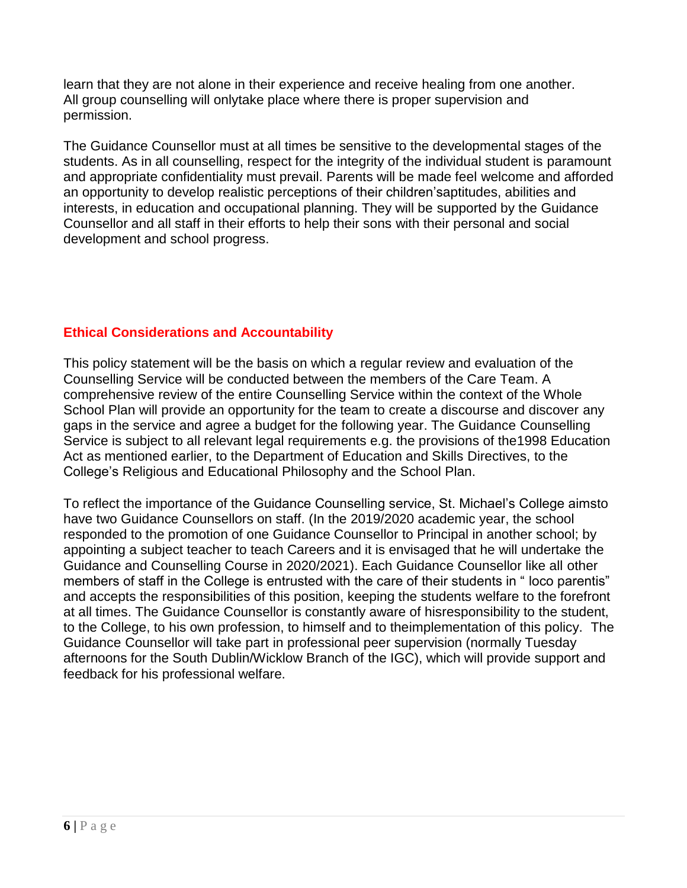learn that they are not alone in their experience and receive healing from one another. All group counselling will onlytake place where there is proper supervision and permission.

The Guidance Counsellor must at all times be sensitive to the developmental stages of the students. As in all counselling, respect for the integrity of the individual student is paramount and appropriate confidentiality must prevail. Parents will be made feel welcome and afforded an opportunity to develop realistic perceptions of their children'saptitudes, abilities and interests, in education and occupational planning. They will be supported by the Guidance Counsellor and all staff in their efforts to help their sons with their personal and social development and school progress.

## Ethical Considerations and Accountability

This policy statement will be the basis on which a regular review and evaluation of the Counselling Service will be conducted between the members of the Care Team. A comprehensive review of the entire Counselling Service within the context of the Whole School Plan will provide an opportunity for the team to create a discourse and discover any gaps in the service and agree a budget for the following year. The Guidance Counselling Service is subject to all relevant legal requirements e.g. the provisions of the1998 Education Act as mentioned earlier, to the Department of Education and Skills Directives, to the College's Religious and Educational Philosophy and the School Plan.

To reflect the importance of the Guidance Counselling service, St. Michael's College aimsto have two Guidance Counsellors on staff. (In the 2019/2020 academic year, the school responded to the promotion of one Guidance Counsellor to Principal in another school; by appointing a subject teacher to teach Careers and it is envisaged that he will undertake the Guidance and Counselling Course in 2020/2021). Each Guidance Counsellor like all other members of staff in the College is entrusted with the care of their students in " loco parentis" and accepts the responsibilities of this position, keeping the students welfare to the forefront at all times. The Guidance Counsellor is constantly aware of hisresponsibility to the student, to the College, to his own profession, to himself and to theimplementation of this policy. The Guidance Counsellor will take part in professional peer supervision (normally Tuesday afternoons for the South Dublin/Wicklow Branch of the IGC), which will provide support and feedback for his professional welfare.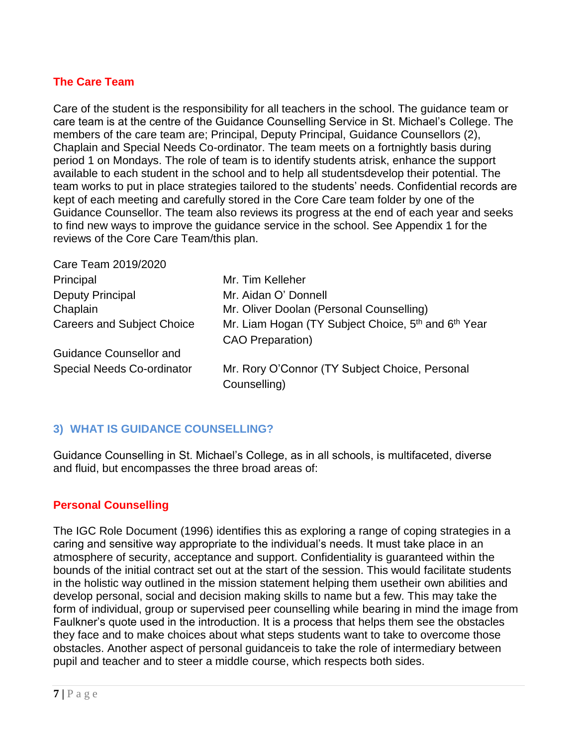### The Care Team

Care of the student is the responsibility for all teachers in the school. The guidance team or care team is at the centre of the Guidance Counselling Service in St. Michael's College. The members of the care team are; Principal, Deputy Principal, Guidance Counsellors (2), Chaplain and Special Needs Co-ordinator. The team meets on a fortnightly basis during period 1 on Mondays. The role of team is to identify students atrisk, enhance the support available to each student in the school and to help all studentsdevelop their potential. The team works to put in place strategies tailored to the students' needs. Confidential records are kept of each meeting and carefully stored in the Core Care team folder by one of the Guidance Counsellor. The team also reviews its progress at the end of each year and seeks to find new ways to improve the guidance service in the school. See Appendix 1 for the reviews of the Core Care Team/this plan.

| Care Team 2019/2020 | |
|---|---|
| Principal | Mr. Tim Kelleher |
| Deputy Principal | Mr. Aidan O' Donnell |
| Chaplain | Mr. Oliver Doolan (Personal Counselling) |
| Careers and Subject Choice | Mr. Liam Hogan (TY Subject Choice, 5th and 6th Year CAO Preparation) |
| Guidance Counsellor and Special Needs Co-ordinator | Mr. Rory O'Connor (TY Subject Choice, Personal Counselling) |

## 3) WHAT IS GUIDANCE COUNSELLING?

Guidance Counselling in St. Michael's College, as in all schools, is multifaceted, diverse and fluid, but encompasses the three broad areas of:

### Personal Counselling

The IGC Role Document (1996) identifies this as exploring a range of coping strategies in a caring and sensitive way appropriate to the individual's needs. It must take place in an atmosphere of security, acceptance and support. Confidentiality is guaranteed within the bounds of the initial contract set out at the start of the session. This would facilitate students in the holistic way outlined in the mission statement helping them usetheir own abilities and develop personal, social and decision making skills to name but a few. This may take the form of individual, group or supervised peer counselling while bearing in mind the image from Faulkner's quote used in the introduction. It is a process that helps them see the obstacles they face and to make choices about what steps students want to take to overcome those obstacles. Another aspect of personal guidanceis to take the role of intermediary between pupil and teacher and to steer a middle course, which respects both sides.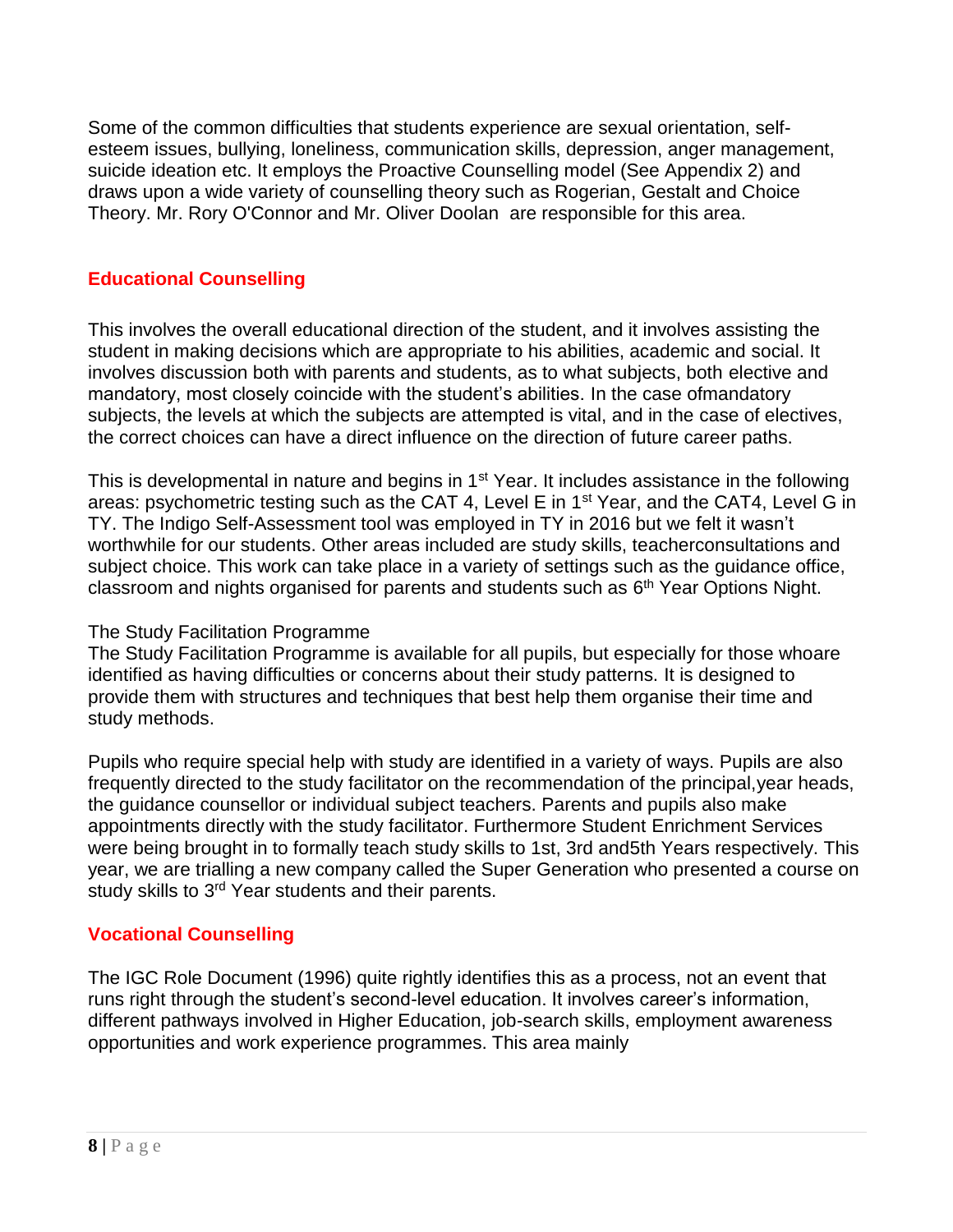Some of the common difficulties that students experience are sexual orientation, self-esteem issues, bullying, loneliness, communication skills, depression, anger management, suicide ideation etc. It employs the Proactive Counselling model (See Appendix 2) and draws upon a wide variety of counselling theory such as Rogerian, Gestalt and Choice Theory. Mr. Rory O'Connor and Mr. Oliver Doolan are responsible for this area.

## Educational Counselling

This involves the overall educational direction of the student, and it involves assisting the student in making decisions which are appropriate to his abilities, academic and social. It involves discussion both with parents and students, as to what subjects, both elective and mandatory, most closely coincide with the student's abilities. In the case ofmandatory subjects, the levels at which the subjects are attempted is vital, and in the case of electives, the correct choices can have a direct influence on the direction of future career paths.

This is developmental in nature and begins in 1st Year. It includes assistance in the following areas: psychometric testing such as the CAT 4, Level E in 1st Year, and the CAT4, Level G in TY. The Indigo Self-Assessment tool was employed in TY in 2016 but we felt it wasn't worthwhile for our students. Other areas included are study skills, teacherconsultations and subject choice. This work can take place in a variety of settings such as the guidance office, classroom and nights organised for parents and students such as 6th Year Options Night.

The Study Facilitation Programme

The Study Facilitation Programme is available for all pupils, but especially for those whoare identified as having difficulties or concerns about their study patterns. It is designed to provide them with structures and techniques that best help them organise their time and study methods.

Pupils who require special help with study are identified in a variety of ways. Pupils are also frequently directed to the study facilitator on the recommendation of the principal,year heads, the guidance counsellor or individual subject teachers. Parents and pupils also make appointments directly with the study facilitator. Furthermore Student Enrichment Services were being brought in to formally teach study skills to 1st, 3rd and5th Years respectively. This year, we are trialling a new company called the Super Generation who presented a course on study skills to 3rd Year students and their parents.

## Vocational Counselling

The IGC Role Document (1996) quite rightly identifies this as a process, not an event that runs right through the student's second-level education. It involves career's information, different pathways involved in Higher Education, job-search skills, employment awareness opportunities and work experience programmes. This area mainly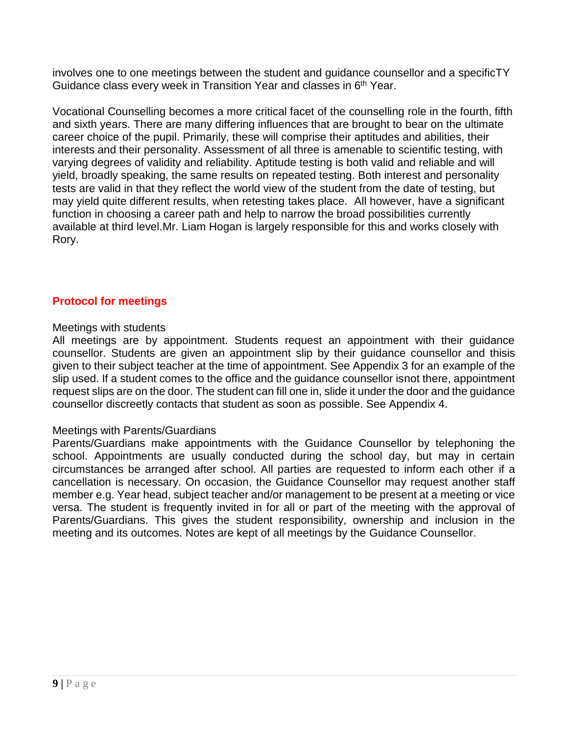involves one to one meetings between the student and guidance counsellor and a specificTY Guidance class every week in Transition Year and classes in 6th Year.

Vocational Counselling becomes a more critical facet of the counselling role in the fourth, fifth and sixth years. There are many differing influences that are brought to bear on the ultimate career choice of the pupil. Primarily, these will comprise their aptitudes and abilities, their interests and their personality. Assessment of all three is amenable to scientific testing, with varying degrees of validity and reliability. Aptitude testing is both valid and reliable and will yield, broadly speaking, the same results on repeated testing. Both interest and personality tests are valid in that they reflect the world view of the student from the date of testing, but may yield quite different results, when retesting takes place. All however, have a significant function in choosing a career path and help to narrow the broad possibilities currently available at third level.Mr. Liam Hogan is largely responsible for this and works closely with Rory.

## Protocol for meetings

Meetings with students

All meetings are by appointment. Students request an appointment with their guidance counsellor. Students are given an appointment slip by their guidance counsellor and thisis given to their subject teacher at the time of appointment. See Appendix 3 for an example of the slip used. If a student comes to the office and the guidance counsellor isnot there, appointment request slips are on the door. The student can fill one in, slide it under the door and the guidance counsellor discreetly contacts that student as soon as possible. See Appendix 4.

Meetings with Parents/Guardians

Parents/Guardians make appointments with the Guidance Counsellor by telephoning the school. Appointments are usually conducted during the school day, but may in certain circumstances be arranged after school. All parties are requested to inform each other if a cancellation is necessary. On occasion, the Guidance Counsellor may request another staff member e.g. Year head, subject teacher and/or management to be present at a meeting or vice versa. The student is frequently invited in for all or part of the meeting with the approval of Parents/Guardians. This gives the student responsibility, ownership and inclusion in the meeting and its outcomes. Notes are kept of all meetings by the Guidance Counsellor.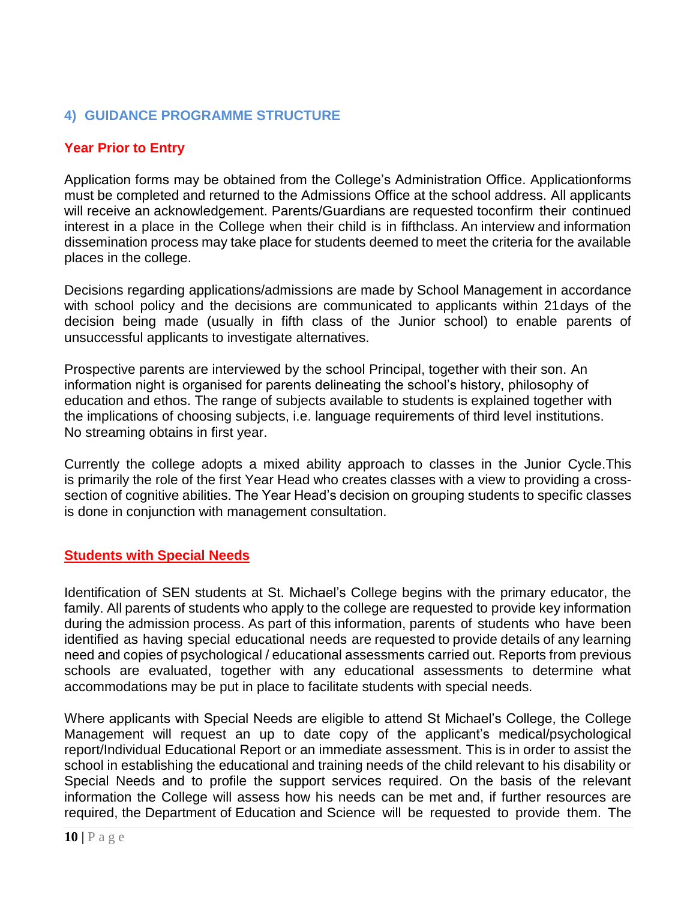## 4) GUIDANCE PROGRAMME STRUCTURE

### Year Prior to Entry

Application forms may be obtained from the College's Administration Office. Applicationforms must be completed and returned to the Admissions Office at the school address. All applicants will receive an acknowledgement. Parents/Guardians are requested toconfirm their continued interest in a place in the College when their child is in fifthclass. An interview and information dissemination process may take place for students deemed to meet the criteria for the available places in the college.

Decisions regarding applications/admissions are made by School Management in accordance with school policy and the decisions are communicated to applicants within 21days of the decision being made (usually in fifth class of the Junior school) to enable parents of unsuccessful applicants to investigate alternatives.

Prospective parents are interviewed by the school Principal, together with their son. An information night is organised for parents delineating the school's history, philosophy of education and ethos. The range of subjects available to students is explained together with the implications of choosing subjects, i.e. language requirements of third level institutions. No streaming obtains in first year.

Currently the college adopts a mixed ability approach to classes in the Junior Cycle.This is primarily the role of the first Year Head who creates classes with a view to providing a cross-section of cognitive abilities. The Year Head's decision on grouping students to specific classes is done in conjunction with management consultation.

### Students with Special Needs

Identification of SEN students at St. Michael's College begins with the primary educator, the family. All parents of students who apply to the college are requested to provide key information during the admission process. As part of this information, parents of students who have been identified as having special educational needs are requested to provide details of any learning need and copies of psychological / educational assessments carried out. Reports from previous schools are evaluated, together with any educational assessments to determine what accommodations may be put in place to facilitate students with special needs.

Where applicants with Special Needs are eligible to attend St Michael's College, the College Management will request an up to date copy of the applicant's medical/psychological report/Individual Educational Report or an immediate assessment. This is in order to assist the school in establishing the educational and training needs of the child relevant to his disability or Special Needs and to profile the support services required. On the basis of the relevant information the College will assess how his needs can be met and, if further resources are required, the Department of Education and Science will be requested to provide them. The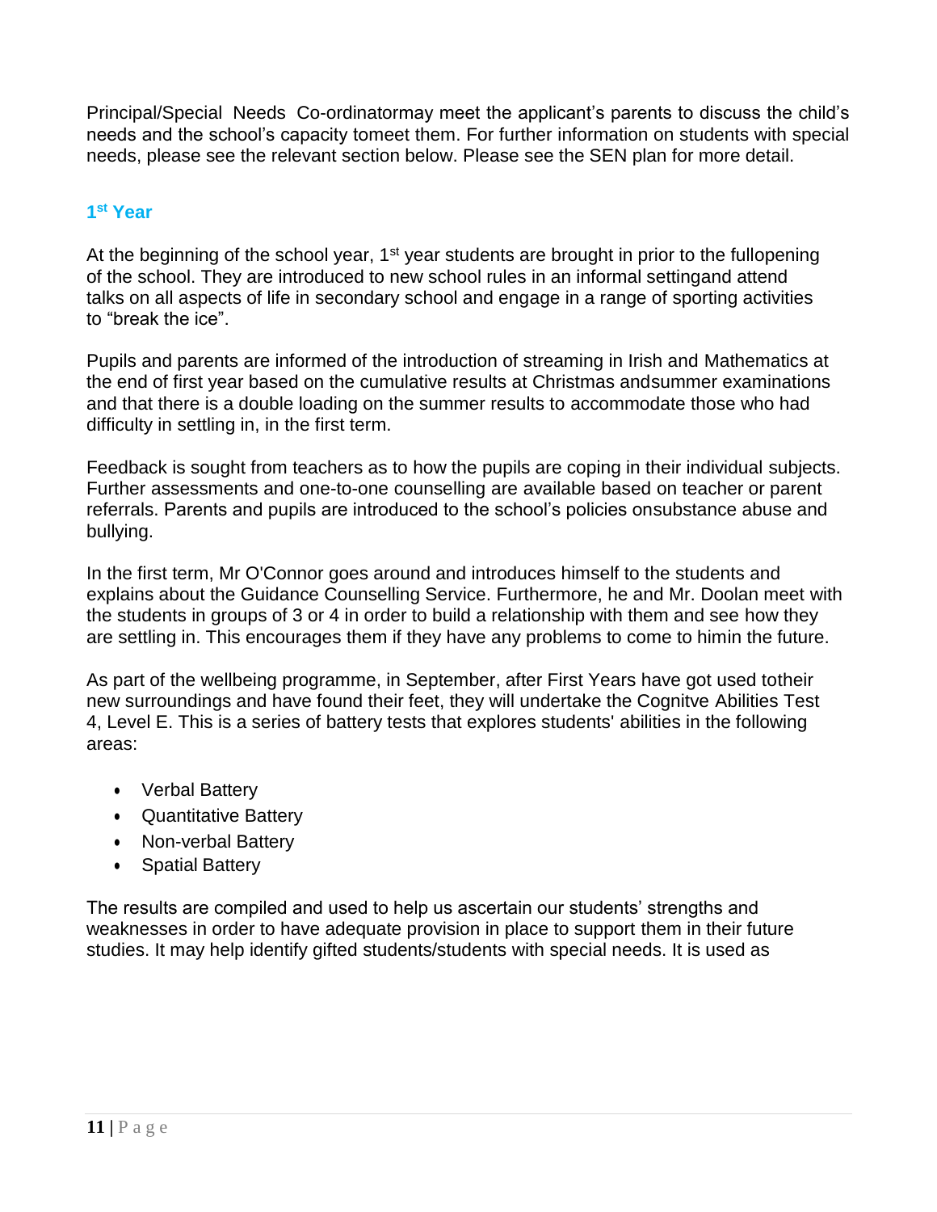Principal/Special Needs Co-ordinatormay meet the applicant's parents to discuss the child's needs and the school's capacity tomeet them. For further information on students with special needs, please see the relevant section below. Please see the SEN plan for more detail.

### 1st Year

At the beginning of the school year, 1st year students are brought in prior to the fullopening of the school. They are introduced to new school rules in an informal settingand attend talks on all aspects of life in secondary school and engage in a range of sporting activities to "break the ice".

Pupils and parents are informed of the introduction of streaming in Irish and Mathematics at the end of first year based on the cumulative results at Christmas andsummer examinations and that there is a double loading on the summer results to accommodate those who had difficulty in settling in, in the first term.

Feedback is sought from teachers as to how the pupils are coping in their individual subjects. Further assessments and one-to-one counselling are available based on teacher or parent referrals. Parents and pupils are introduced to the school's policies onsubstance abuse and bullying.

In the first term, Mr O'Connor goes around and introduces himself to the students and explains about the Guidance Counselling Service. Furthermore, he and Mr. Doolan meet with the students in groups of 3 or 4 in order to build a relationship with them and see how they are settling in. This encourages them if they have any problems to come to himin the future.

As part of the wellbeing programme, in September, after First Years have got used totheir new surroundings and have found their feet, they will undertake the Cognitve Abilities Test 4, Level E. This is a series of battery tests that explores students' abilities in the following areas:

- Verbal Battery
- Quantitative Battery
- Non-verbal Battery
- Spatial Battery

The results are compiled and used to help us ascertain our students' strengths and weaknesses in order to have adequate provision in place to support them in their future studies. It may help identify gifted students/students with special needs. It is used as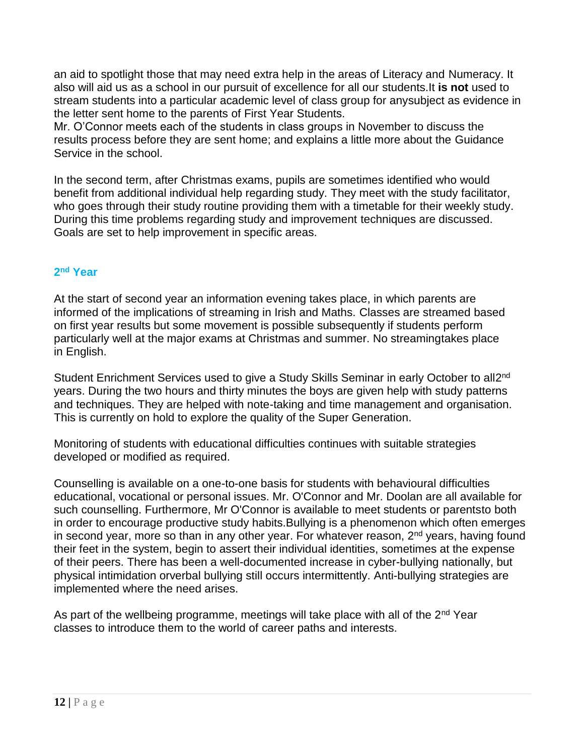an aid to spotlight those that may need extra help in the areas of Literacy and Numeracy. It also will aid us as a school in our pursuit of excellence for all our students.It **is not** used to stream students into a particular academic level of class group for anysubject as evidence in the letter sent home to the parents of First Year Students.
Mr. O'Connor meets each of the students in class groups in November to discuss the results process before they are sent home; and explains a little more about the Guidance Service in the school.

In the second term, after Christmas exams, pupils are sometimes identified who would benefit from additional individual help regarding study. They meet with the study facilitator, who goes through their study routine providing them with a timetable for their weekly study. During this time problems regarding study and improvement techniques are discussed. Goals are set to help improvement in specific areas.

### 2nd Year

At the start of second year an information evening takes place, in which parents are informed of the implications of streaming in Irish and Maths. Classes are streamed based on first year results but some movement is possible subsequently if students perform particularly well at the major exams at Christmas and summer. No streamingtakes place in English.

Student Enrichment Services used to give a Study Skills Seminar in early October to all2nd years. During the two hours and thirty minutes the boys are given help with study patterns and techniques. They are helped with note-taking and time management and organisation. This is currently on hold to explore the quality of the Super Generation.

Monitoring of students with educational difficulties continues with suitable strategies developed or modified as required.

Counselling is available on a one-to-one basis for students with behavioural difficulties educational, vocational or personal issues. Mr. O'Connor and Mr. Doolan are all available for such counselling. Furthermore, Mr O'Connor is available to meet students or parentsto both in order to encourage productive study habits.Bullying is a phenomenon which often emerges in second year, more so than in any other year. For whatever reason, 2nd years, having found their feet in the system, begin to assert their individual identities, sometimes at the expense of their peers. There has been a well-documented increase in cyber-bullying nationally, but physical intimidation orverbal bullying still occurs intermittently. Anti-bullying strategies are implemented where the need arises.

As part of the wellbeing programme, meetings will take place with all of the 2nd Year classes to introduce them to the world of career paths and interests.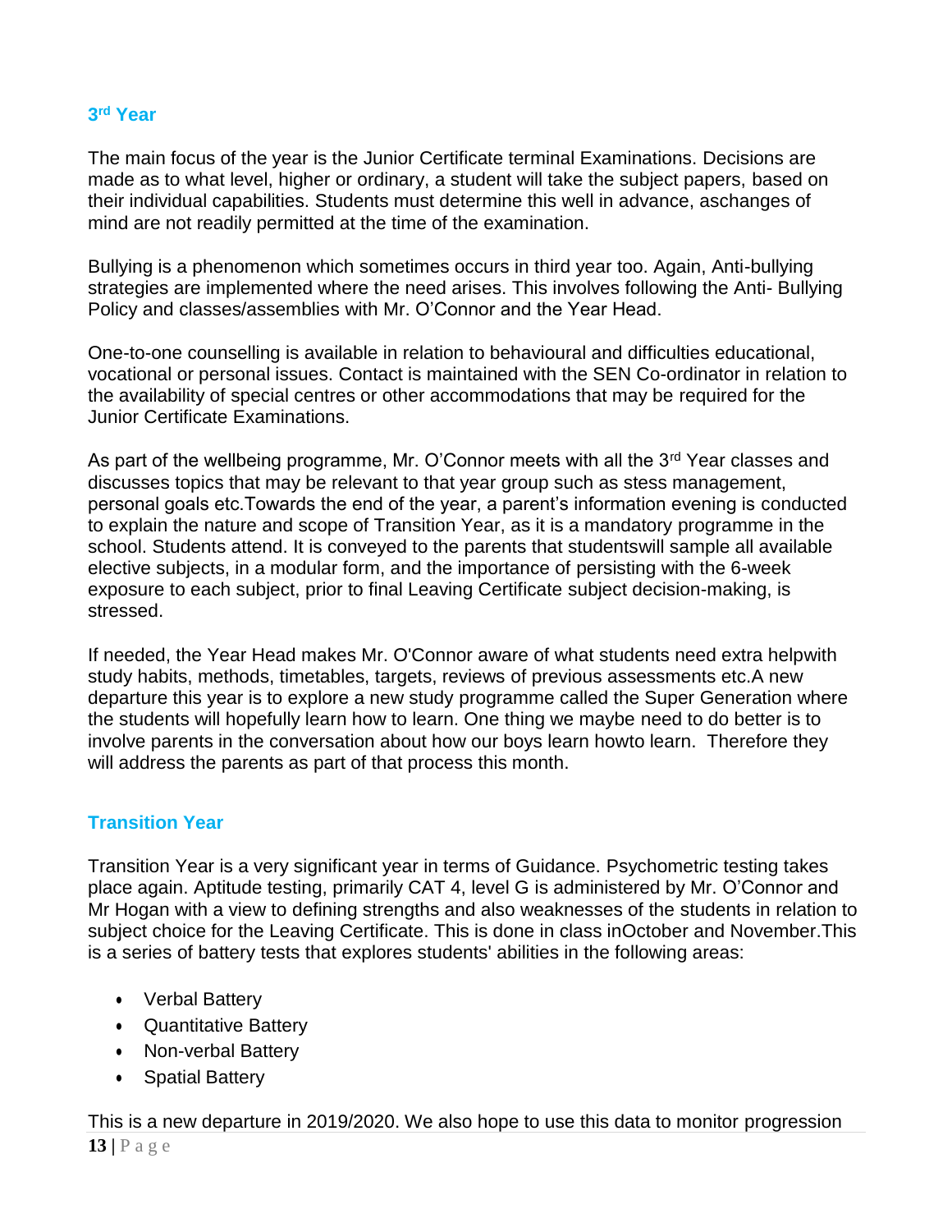### 3rd Year

The main focus of the year is the Junior Certificate terminal Examinations. Decisions are made as to what level, higher or ordinary, a student will take the subject papers, based on their individual capabilities. Students must determine this well in advance, aschanges of mind are not readily permitted at the time of the examination.

Bullying is a phenomenon which sometimes occurs in third year too. Again, Anti-bullying strategies are implemented where the need arises. This involves following the Anti- Bullying Policy and classes/assemblies with Mr. O'Connor and the Year Head.

One-to-one counselling is available in relation to behavioural and difficulties educational, vocational or personal issues. Contact is maintained with the SEN Co-ordinator in relation to the availability of special centres or other accommodations that may be required for the Junior Certificate Examinations.

As part of the wellbeing programme, Mr. O'Connor meets with all the 3rd Year classes and discusses topics that may be relevant to that year group such as stess management, personal goals etc.Towards the end of the year, a parent's information evening is conducted to explain the nature and scope of Transition Year, as it is a mandatory programme in the school. Students attend. It is conveyed to the parents that studentswill sample all available elective subjects, in a modular form, and the importance of persisting with the 6-week exposure to each subject, prior to final Leaving Certificate subject decision-making, is stressed.

If needed, the Year Head makes Mr. O'Connor aware of what students need extra helpwith study habits, methods, timetables, targets, reviews of previous assessments etc.A new departure this year is to explore a new study programme called the Super Generation where the students will hopefully learn how to learn. One thing we maybe need to do better is to involve parents in the conversation about how our boys learn howto learn. Therefore they will address the parents as part of that process this month.

### Transition Year

Transition Year is a very significant year in terms of Guidance. Psychometric testing takes place again. Aptitude testing, primarily CAT 4, level G is administered by Mr. O'Connor and Mr Hogan with a view to defining strengths and also weaknesses of the students in relation to subject choice for the Leaving Certificate. This is done in class inOctober and November.This is a series of battery tests that explores students' abilities in the following areas:

- Verbal Battery
- Quantitative Battery
- Non-verbal Battery
- Spatial Battery

This is a new departure in 2019/2020. We also hope to use this data to monitor progression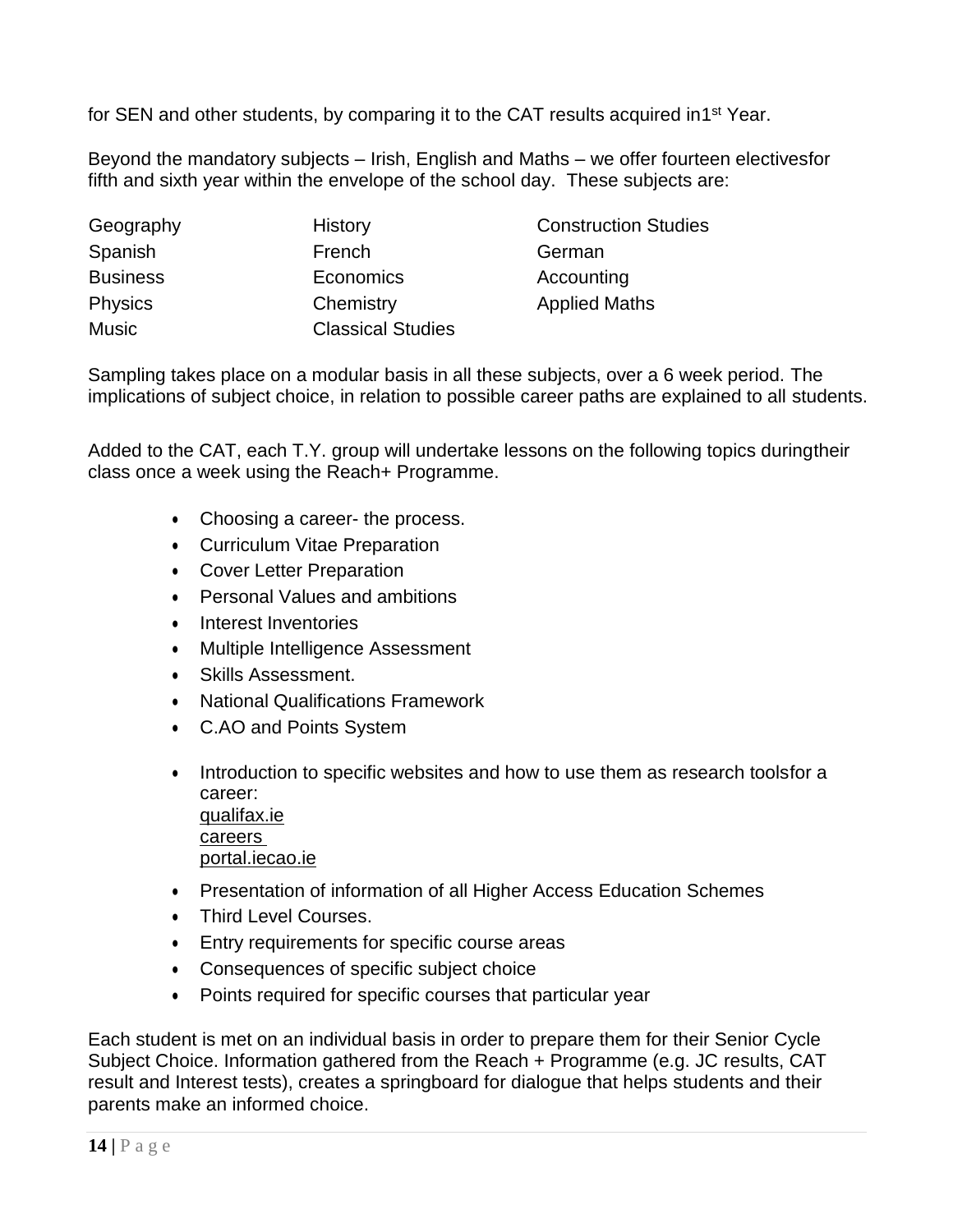for SEN and other students, by comparing it to the CAT results acquired in1st Year.

Beyond the mandatory subjects – Irish, English and Maths – we offer fourteen electivesfor fifth and sixth year within the envelope of the school day. These subjects are:

| | | |
|---|---|---|
| Geography | History | Construction Studies |
| Spanish | French | German |
| Business | Economics | Accounting |
| Physics | Chemistry | Applied Maths |
| Music | Classical Studies | |

Sampling takes place on a modular basis in all these subjects, over a 6 week period. The implications of subject choice, in relation to possible career paths are explained to all students.

Added to the CAT, each T.Y. group will undertake lessons on the following topics duringtheir class once a week using the Reach+ Programme.

- Choosing a career- the process.
- Curriculum Vitae Preparation
- Cover Letter Preparation
- Personal Values and ambitions
- Interest Inventories
- Multiple Intelligence Assessment
- Skills Assessment.
- National Qualifications Framework
- C.AO and Points System
- Introduction to specific websites and how to use them as research toolsfor a career:
  qualifax.ie
  careers
  portal.iecao.ie
- Presentation of information of all Higher Access Education Schemes
- Third Level Courses.
- Entry requirements for specific course areas
- Consequences of specific subject choice
- Points required for specific courses that particular year

Each student is met on an individual basis in order to prepare them for their Senior Cycle Subject Choice. Information gathered from the Reach + Programme (e.g. JC results, CAT result and Interest tests), creates a springboard for dialogue that helps students and their parents make an informed choice.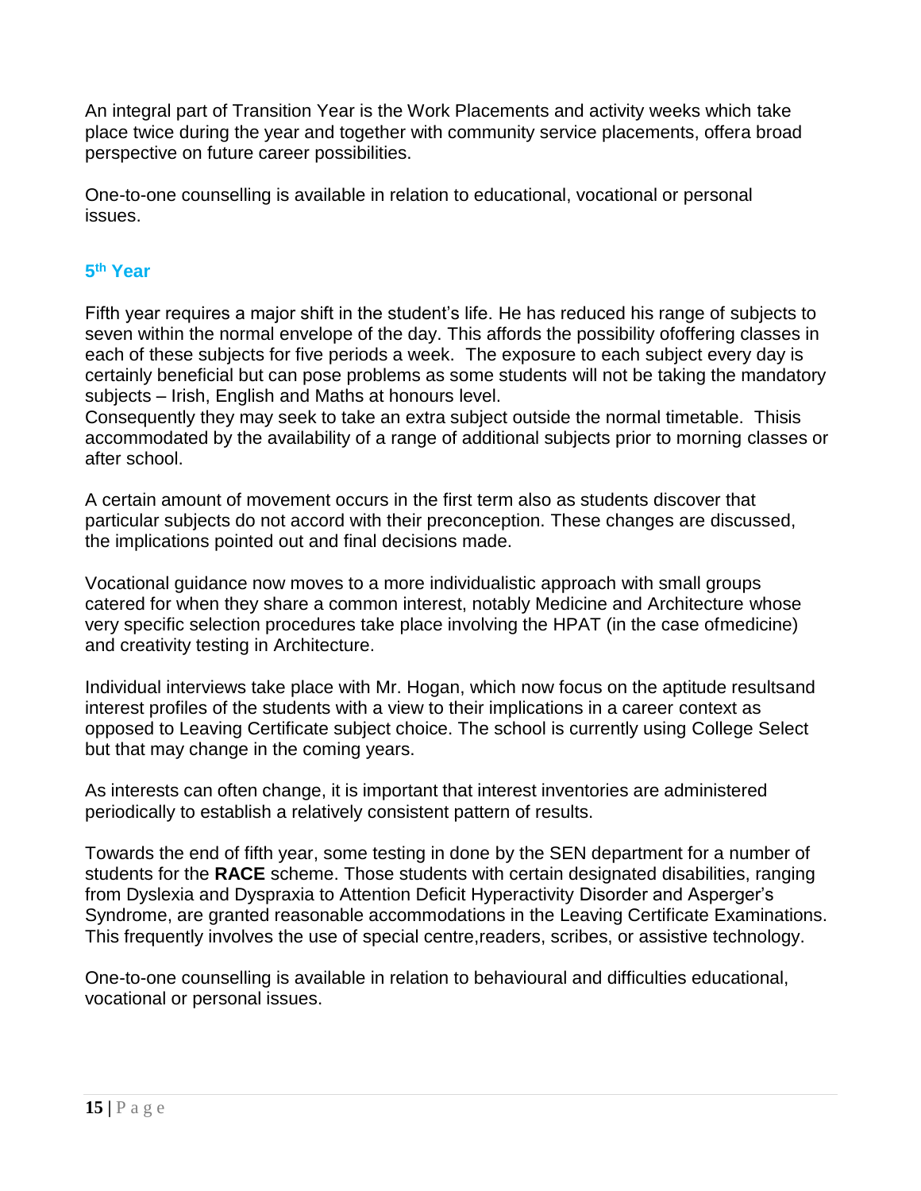An integral part of Transition Year is the Work Placements and activity weeks which take place twice during the year and together with community service placements, offera broad perspective on future career possibilities.

One-to-one counselling is available in relation to educational, vocational or personal issues.

### 5th Year

Fifth year requires a major shift in the student's life. He has reduced his range of subjects to seven within the normal envelope of the day. This affords the possibility ofoffering classes in each of these subjects for five periods a week. The exposure to each subject every day is certainly beneficial but can pose problems as some students will not be taking the mandatory subjects – Irish, English and Maths at honours level.
Consequently they may seek to take an extra subject outside the normal timetable. Thisis accommodated by the availability of a range of additional subjects prior to morning classes or after school.

A certain amount of movement occurs in the first term also as students discover that particular subjects do not accord with their preconception. These changes are discussed, the implications pointed out and final decisions made.

Vocational guidance now moves to a more individualistic approach with small groups catered for when they share a common interest, notably Medicine and Architecture whose very specific selection procedures take place involving the HPAT (in the case ofmedicine) and creativity testing in Architecture.

Individual interviews take place with Mr. Hogan, which now focus on the aptitude resultsand interest profiles of the students with a view to their implications in a career context as opposed to Leaving Certificate subject choice. The school is currently using College Select but that may change in the coming years.

As interests can often change, it is important that interest inventories are administered periodically to establish a relatively consistent pattern of results.

Towards the end of fifth year, some testing in done by the SEN department for a number of students for the **RACE** scheme. Those students with certain designated disabilities, ranging from Dyslexia and Dyspraxia to Attention Deficit Hyperactivity Disorder and Asperger's Syndrome, are granted reasonable accommodations in the Leaving Certificate Examinations. This frequently involves the use of special centre,readers, scribes, or assistive technology.

One-to-one counselling is available in relation to behavioural and difficulties educational, vocational or personal issues.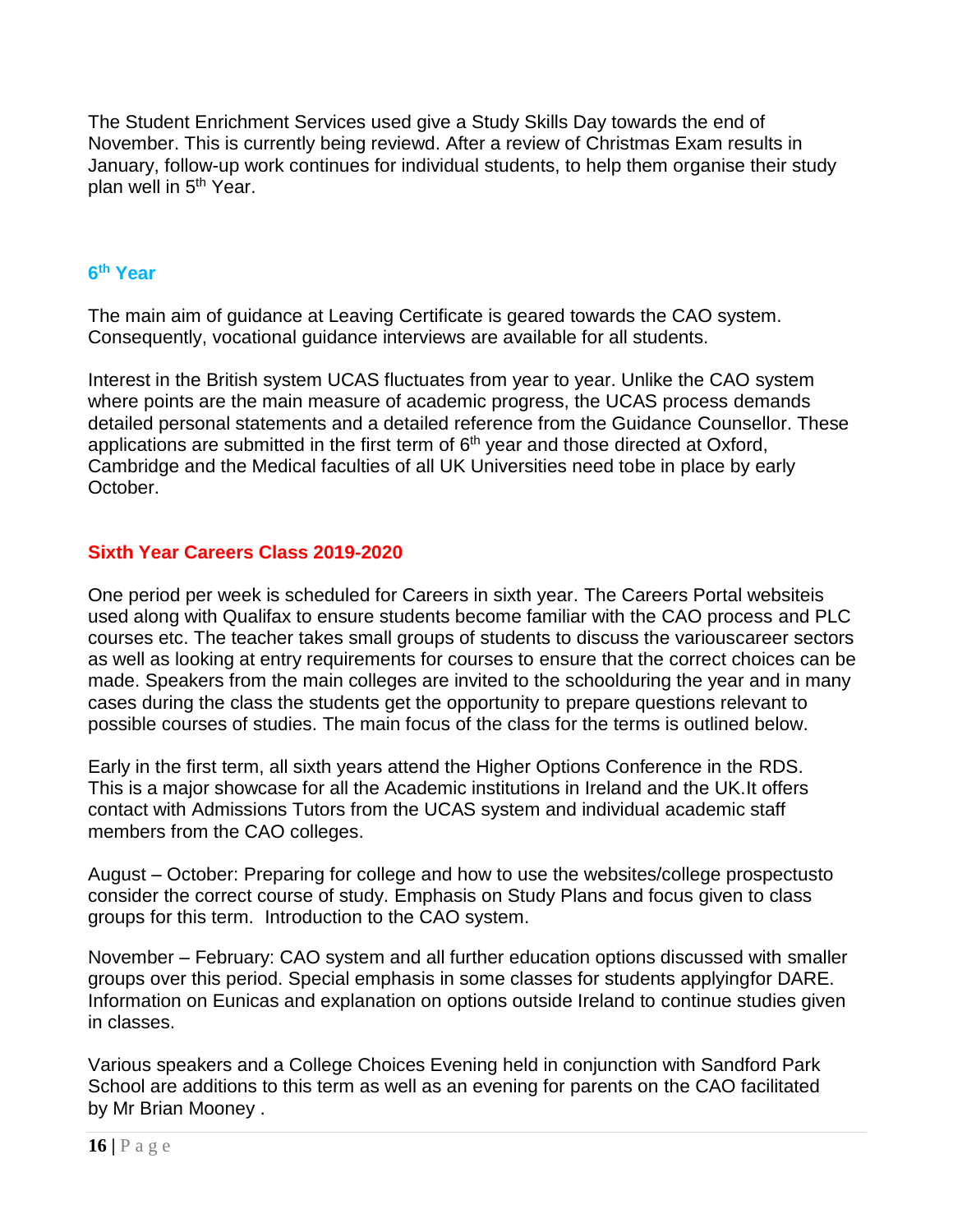The Student Enrichment Services used give a Study Skills Day towards the end of November. This is currently being reviewd. After a review of Christmas Exam results in January, follow-up work continues for individual students, to help them organise their study plan well in 5th Year.

### 6th Year

The main aim of guidance at Leaving Certificate is geared towards the CAO system. Consequently, vocational guidance interviews are available for all students.

Interest in the British system UCAS fluctuates from year to year. Unlike the CAO system where points are the main measure of academic progress, the UCAS process demands detailed personal statements and a detailed reference from the Guidance Counsellor. These applications are submitted in the first term of 6th year and those directed at Oxford, Cambridge and the Medical faculties of all UK Universities need tobe in place by early October.

### Sixth Year Careers Class 2019-2020

One period per week is scheduled for Careers in sixth year. The Careers Portal websiteis used along with Qualifax to ensure students become familiar with the CAO process and PLC courses etc. The teacher takes small groups of students to discuss the variouscareer sectors as well as looking at entry requirements for courses to ensure that the correct choices can be made. Speakers from the main colleges are invited to the schoolduring the year and in many cases during the class the students get the opportunity to prepare questions relevant to possible courses of studies. The main focus of the class for the terms is outlined below.

Early in the first term, all sixth years attend the Higher Options Conference in the RDS. This is a major showcase for all the Academic institutions in Ireland and the UK.It offers contact with Admissions Tutors from the UCAS system and individual academic staff members from the CAO colleges.

August – October: Preparing for college and how to use the websites/college prospectusto consider the correct course of study. Emphasis on Study Plans and focus given to class groups for this term. Introduction to the CAO system.

November – February: CAO system and all further education options discussed with smaller groups over this period. Special emphasis in some classes for students applyingfor DARE. Information on Eunicas and explanation on options outside Ireland to continue studies given in classes.

Various speakers and a College Choices Evening held in conjunction with Sandford Park School are additions to this term as well as an evening for parents on the CAO facilitated by Mr Brian Mooney .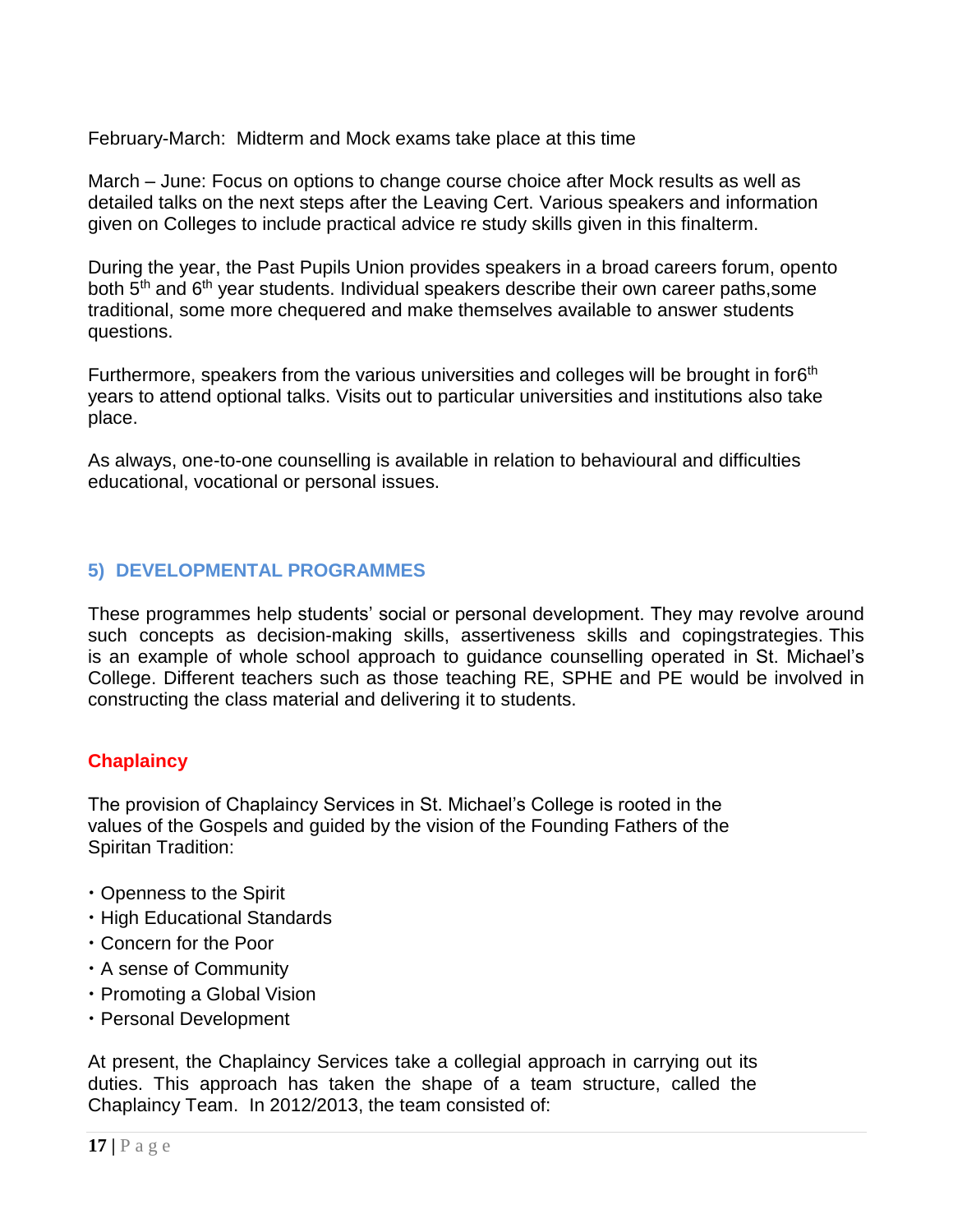February-March: Midterm and Mock exams take place at this time

March – June: Focus on options to change course choice after Mock results as well as detailed talks on the next steps after the Leaving Cert. Various speakers and information given on Colleges to include practical advice re study skills given in this finalterm.

During the year, the Past Pupils Union provides speakers in a broad careers forum, opento both 5th and 6th year students. Individual speakers describe their own career paths,some traditional, some more chequered and make themselves available to answer students questions.

Furthermore, speakers from the various universities and colleges will be brought in for6th years to attend optional talks. Visits out to particular universities and institutions also take place.

As always, one-to-one counselling is available in relation to behavioural and difficulties educational, vocational or personal issues.

## 5) DEVELOPMENTAL PROGRAMMES

These programmes help students' social or personal development. They may revolve around such concepts as decision-making skills, assertiveness skills and copingstrategies. This is an example of whole school approach to guidance counselling operated in St. Michael's College. Different teachers such as those teaching RE, SPHE and PE would be involved in constructing the class material and delivering it to students.

### Chaplaincy

The provision of Chaplaincy Services in St. Michael's College is rooted in the values of the Gospels and guided by the vision of the Founding Fathers of the Spiritan Tradition:

- Openness to the Spirit
- High Educational Standards
- Concern for the Poor
- A sense of Community
- Promoting a Global Vision
- Personal Development

At present, the Chaplaincy Services take a collegial approach in carrying out its duties. This approach has taken the shape of a team structure, called the Chaplaincy Team. In 2012/2013, the team consisted of: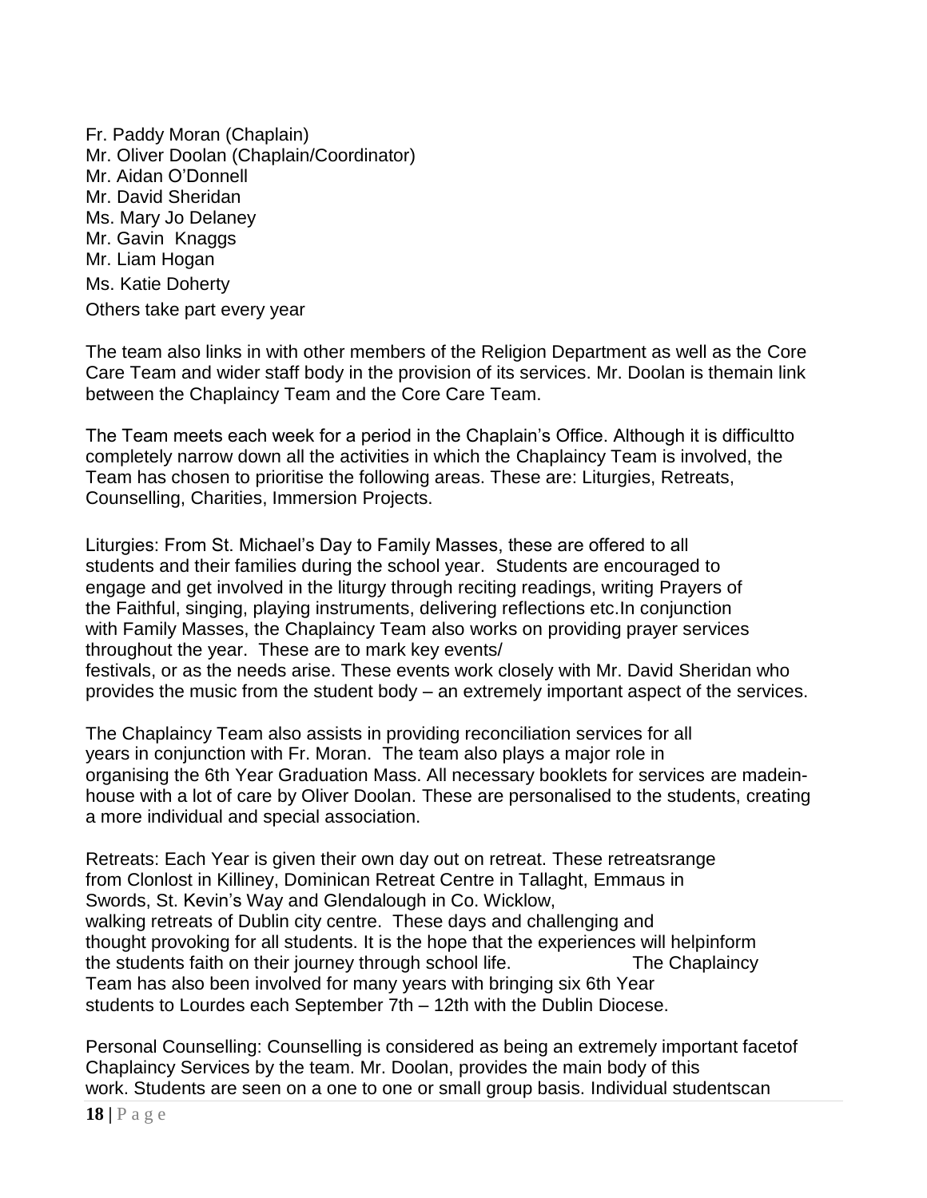Fr. Paddy Moran (Chaplain)
Mr. Oliver Doolan (Chaplain/Coordinator)
Mr. Aidan O'Donnell
Mr. David Sheridan
Ms. Mary Jo Delaney
Mr. Gavin Knaggs
Mr. Liam Hogan
Ms. Katie Doherty
Others take part every year

The team also links in with other members of the Religion Department as well as the Core Care Team and wider staff body in the provision of its services. Mr. Doolan is themain link between the Chaplaincy Team and the Core Care Team.

The Team meets each week for a period in the Chaplain's Office. Although it is difficultto completely narrow down all the activities in which the Chaplaincy Team is involved, the Team has chosen to prioritise the following areas. These are: Liturgies, Retreats, Counselling, Charities, Immersion Projects.

Liturgies: From St. Michael's Day to Family Masses, these are offered to all students and their families during the school year. Students are encouraged to engage and get involved in the liturgy through reciting readings, writing Prayers of the Faithful, singing, playing instruments, delivering reflections etc.In conjunction with Family Masses, the Chaplaincy Team also works on providing prayer services throughout the year. These are to mark key events/ festivals, or as the needs arise. These events work closely with Mr. David Sheridan who provides the music from the student body – an extremely important aspect of the services.

The Chaplaincy Team also assists in providing reconciliation services for all years in conjunction with Fr. Moran. The team also plays a major role in organising the 6th Year Graduation Mass. All necessary booklets for services are madein-house with a lot of care by Oliver Doolan. These are personalised to the students, creating a more individual and special association.

Retreats: Each Year is given their own day out on retreat. These retreatsrange from Clonlost in Killiney, Dominican Retreat Centre in Tallaght, Emmaus in Swords, St. Kevin's Way and Glendalough in Co. Wicklow, walking retreats of Dublin city centre. These days and challenging and thought provoking for all students. It is the hope that the experiences will helpinform the students faith on their journey through school life. The Chaplaincy Team has also been involved for many years with bringing six 6th Year students to Lourdes each September 7th – 12th with the Dublin Diocese.

Personal Counselling: Counselling is considered as being an extremely important facetof Chaplaincy Services by the team. Mr. Doolan, provides the main body of this work. Students are seen on a one to one or small group basis. Individual studentscan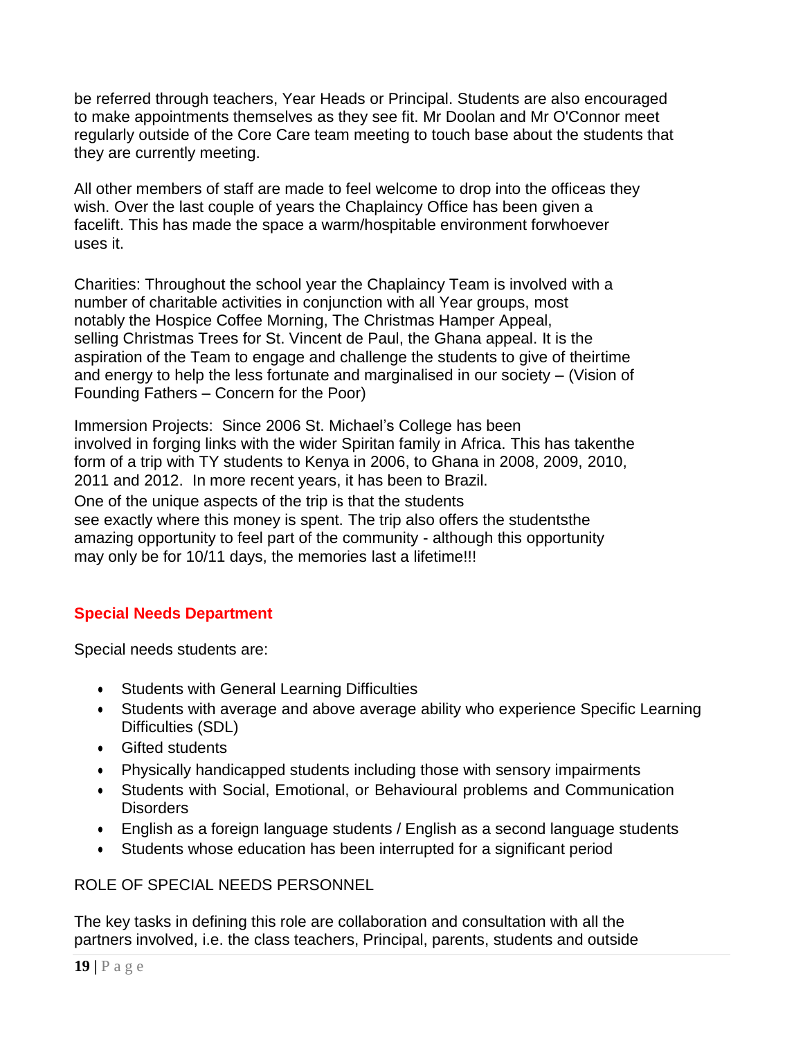be referred through teachers, Year Heads or Principal. Students are also encouraged to make appointments themselves as they see fit. Mr Doolan and Mr O'Connor meet regularly outside of the Core Care team meeting to touch base about the students that they are currently meeting.

All other members of staff are made to feel welcome to drop into the officeas they wish. Over the last couple of years the Chaplaincy Office has been given a facelift. This has made the space a warm/hospitable environment forwhoever uses it.

Charities: Throughout the school year the Chaplaincy Team is involved with a number of charitable activities in conjunction with all Year groups, most notably the Hospice Coffee Morning, The Christmas Hamper Appeal, selling Christmas Trees for St. Vincent de Paul, the Ghana appeal. It is the aspiration of the Team to engage and challenge the students to give of theirtime and energy to help the less fortunate and marginalised in our society – (Vision of Founding Fathers – Concern for the Poor)

Immersion Projects: Since 2006 St. Michael's College has been involved in forging links with the wider Spiritan family in Africa. This has takenthe form of a trip with TY students to Kenya in 2006, to Ghana in 2008, 2009, 2010, 2011 and 2012. In more recent years, it has been to Brazil.
One of the unique aspects of the trip is that the students see exactly where this money is spent. The trip also offers the studentsthe amazing opportunity to feel part of the community - although this opportunity may only be for 10/11 days, the memories last a lifetime!!!

## Special Needs Department

Special needs students are:

- Students with General Learning Difficulties
- Students with average and above average ability who experience Specific Learning Difficulties (SDL)
- Gifted students
- Physically handicapped students including those with sensory impairments
- Students with Social, Emotional, or Behavioural problems and Communication Disorders
- English as a foreign language students / English as a second language students
- Students whose education has been interrupted for a significant period

ROLE OF SPECIAL NEEDS PERSONNEL

The key tasks in defining this role are collaboration and consultation with all the partners involved, i.e. the class teachers, Principal, parents, students and outside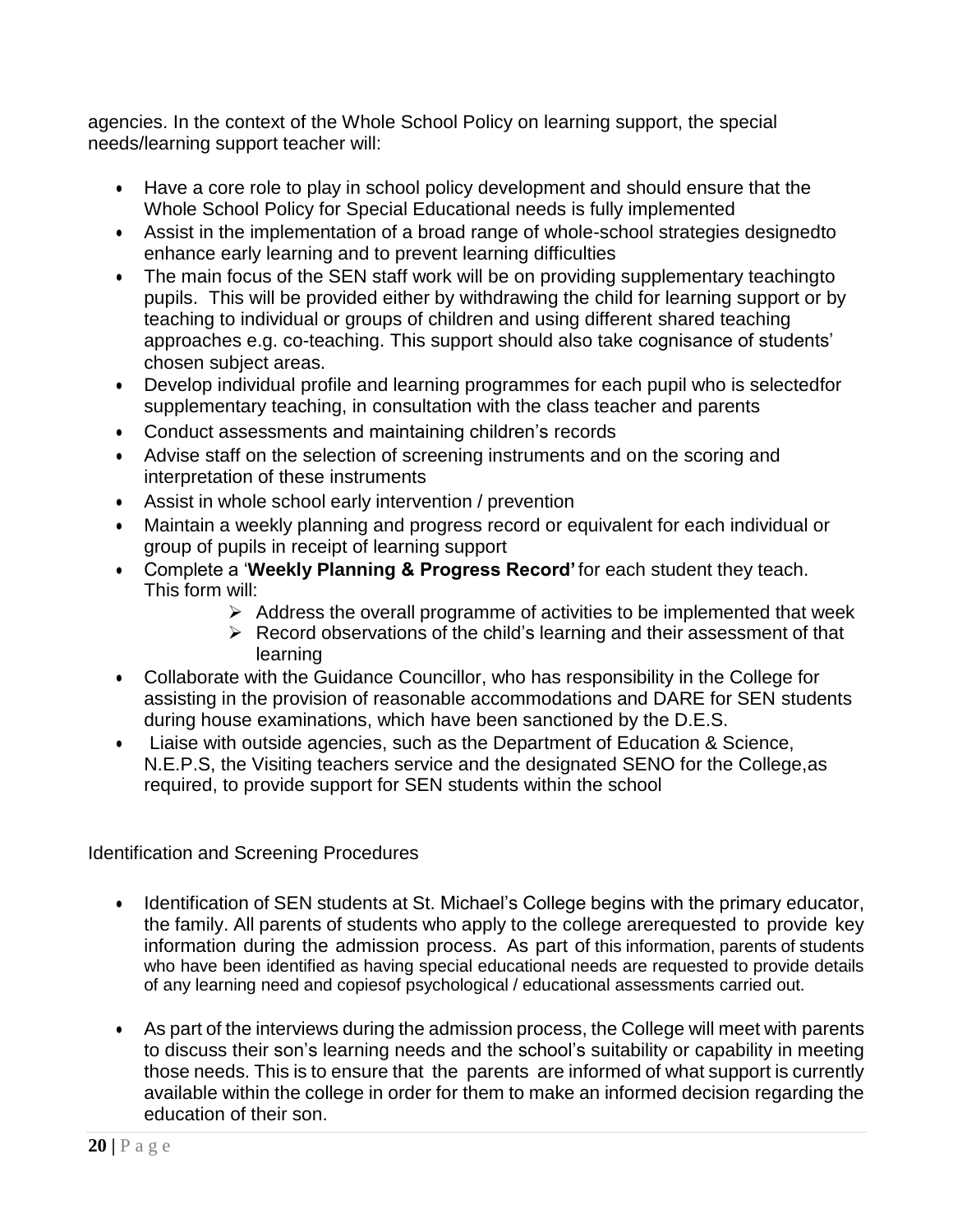agencies. In the context of the Whole School Policy on learning support, the special needs/learning support teacher will:

- Have a core role to play in school policy development and should ensure that the Whole School Policy for Special Educational needs is fully implemented
- Assist in the implementation of a broad range of whole-school strategies designedto enhance early learning and to prevent learning difficulties
- The main focus of the SEN staff work will be on providing supplementary teachingto pupils. This will be provided either by withdrawing the child for learning support or by teaching to individual or groups of children and using different shared teaching approaches e.g. co-teaching. This support should also take cognisance of students' chosen subject areas.
- Develop individual profile and learning programmes for each pupil who is selectedfor supplementary teaching, in consultation with the class teacher and parents
- Conduct assessments and maintaining children's records
- Advise staff on the selection of screening instruments and on the scoring and interpretation of these instruments
- Assist in whole school early intervention / prevention
- Maintain a weekly planning and progress record or equivalent for each individual or group of pupils in receipt of learning support
- Complete a '**Weekly Planning & Progress Record'** for each student they teach. This form will:
    - Address the overall programme of activities to be implemented that week
    - Record observations of the child's learning and their assessment of that learning
- Collaborate with the Guidance Councillor, who has responsibility in the College for assisting in the provision of reasonable accommodations and DARE for SEN students during house examinations, which have been sanctioned by the D.E.S.
- Liaise with outside agencies, such as the Department of Education & Science, N.E.P.S, the Visiting teachers service and the designated SENO for the College,as required, to provide support for SEN students within the school

Identification and Screening Procedures

- Identification of SEN students at St. Michael's College begins with the primary educator, the family. All parents of students who apply to the college arerequested to provide key information during the admission process. As part of this information, parents of students who have been identified as having special educational needs are requested to provide details of any learning need and copiesof psychological / educational assessments carried out.

- As part of the interviews during the admission process, the College will meet with parents to discuss their son's learning needs and the school's suitability or capability in meeting those needs. This is to ensure that the parents are informed of what support is currently available within the college in order for them to make an informed decision regarding the education of their son.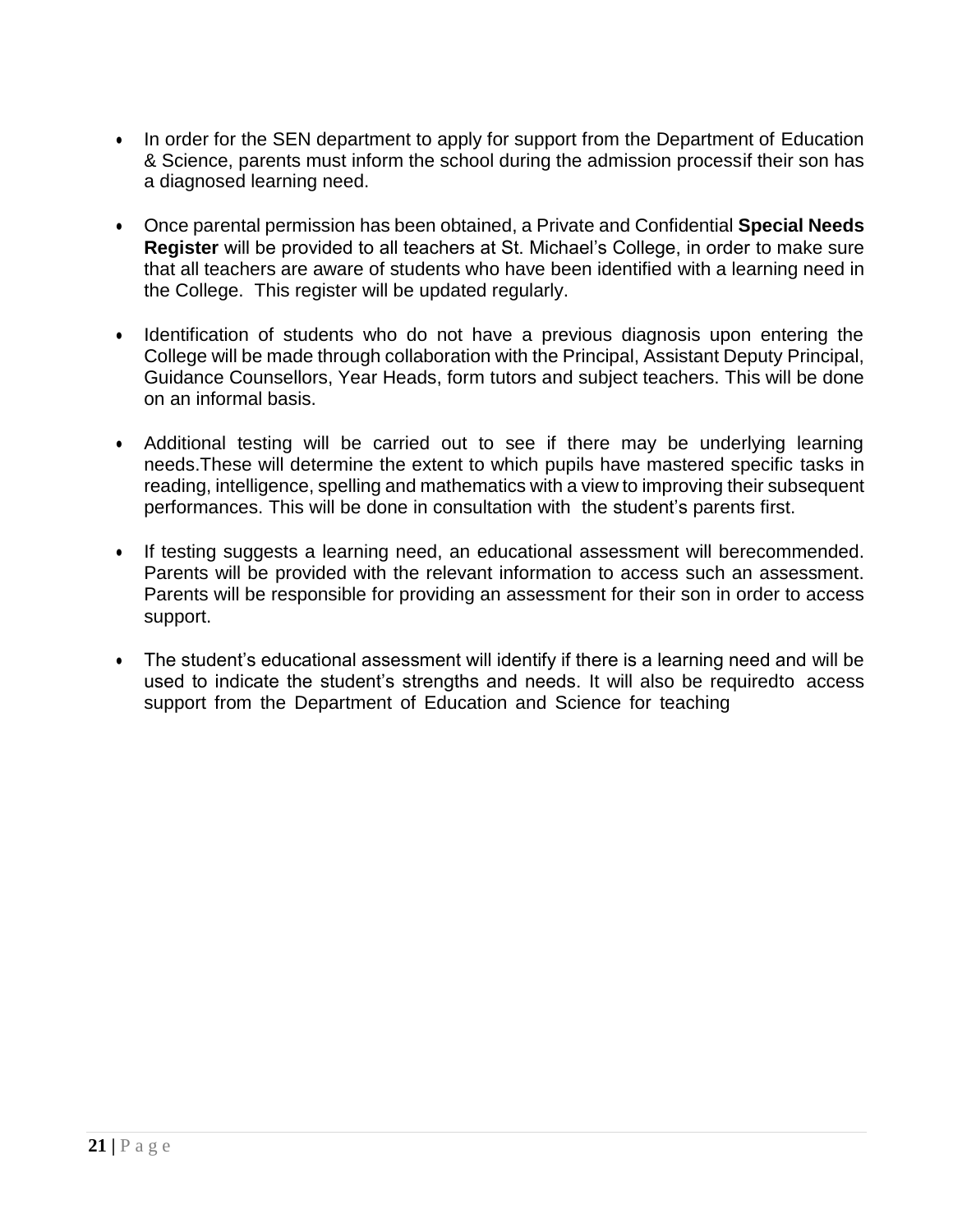- In order for the SEN department to apply for support from the Department of Education & Science, parents must inform the school during the admission processif their son has a diagnosed learning need.

- Once parental permission has been obtained, a Private and Confidential **Special Needs Register** will be provided to all teachers at St. Michael's College, in order to make sure that all teachers are aware of students who have been identified with a learning need in the College. This register will be updated regularly.

- Identification of students who do not have a previous diagnosis upon entering the College will be made through collaboration with the Principal, Assistant Deputy Principal, Guidance Counsellors, Year Heads, form tutors and subject teachers. This will be done on an informal basis.

- Additional testing will be carried out to see if there may be underlying learning needs.These will determine the extent to which pupils have mastered specific tasks in reading, intelligence, spelling and mathematics with a view to improving their subsequent performances. This will be done in consultation with the student's parents first.

- If testing suggests a learning need, an educational assessment will berecommended. Parents will be provided with the relevant information to access such an assessment. Parents will be responsible for providing an assessment for their son in order to access support.

- The student's educational assessment will identify if there is a learning need and will be used to indicate the student's strengths and needs. It will also be requiredto access support from the Department of Education and Science for teaching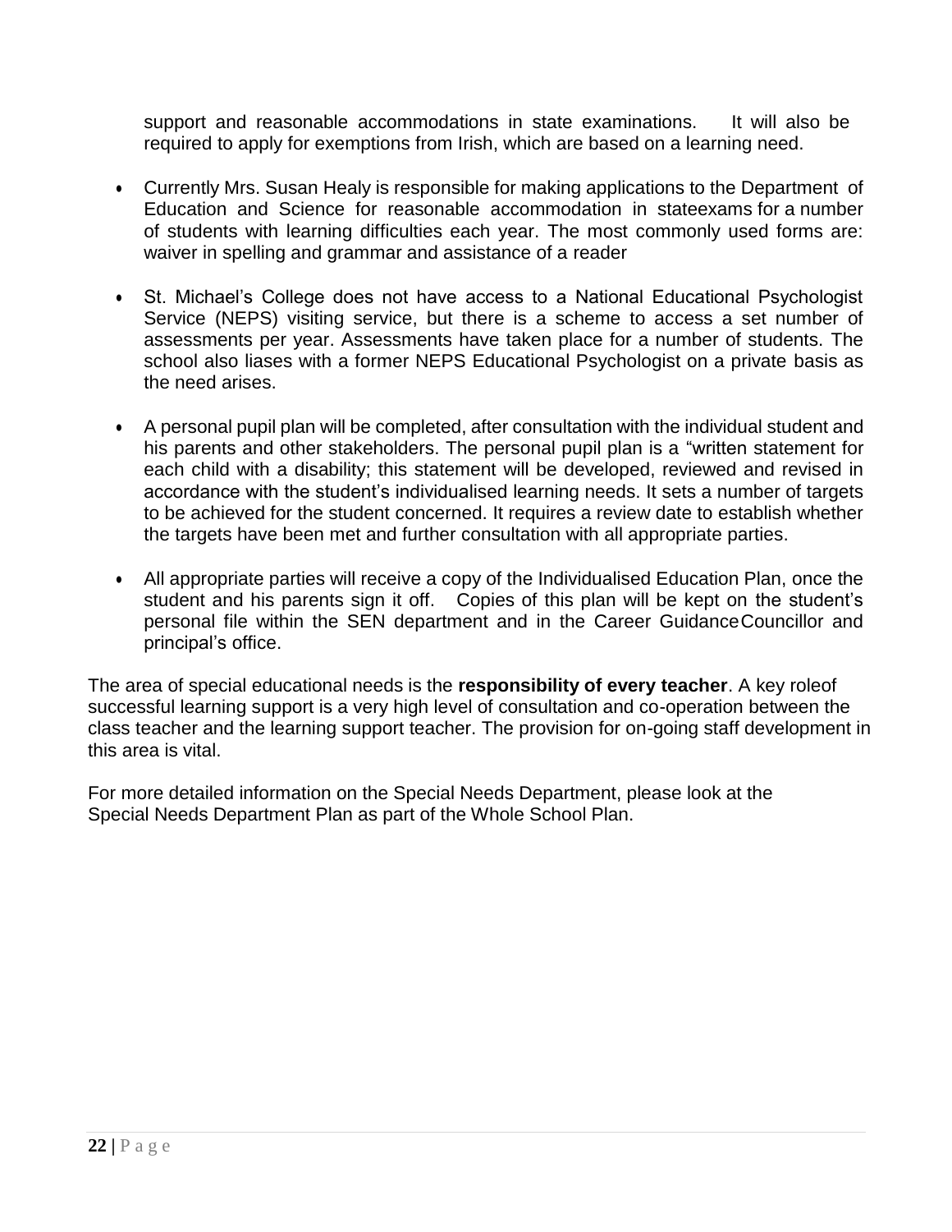support and reasonable accommodations in state examinations. It will also be required to apply for exemptions from Irish, which are based on a learning need.

- Currently Mrs. Susan Healy is responsible for making applications to the Department of Education and Science for reasonable accommodation in stateexams for a number of students with learning difficulties each year. The most commonly used forms are: waiver in spelling and grammar and assistance of a reader

- St. Michael's College does not have access to a National Educational Psychologist Service (NEPS) visiting service, but there is a scheme to access a set number of assessments per year. Assessments have taken place for a number of students. The school also liases with a former NEPS Educational Psychologist on a private basis as the need arises.

- A personal pupil plan will be completed, after consultation with the individual student and his parents and other stakeholders. The personal pupil plan is a "written statement for each child with a disability; this statement will be developed, reviewed and revised in accordance with the student's individualised learning needs. It sets a number of targets to be achieved for the student concerned. It requires a review date to establish whether the targets have been met and further consultation with all appropriate parties.

- All appropriate parties will receive a copy of the Individualised Education Plan, once the student and his parents sign it off. Copies of this plan will be kept on the student's personal file within the SEN department and in the Career GuidanceCouncillor and principal's office.

The area of special educational needs is the **responsibility of every teacher**. A key roleof successful learning support is a very high level of consultation and co-operation between the class teacher and the learning support teacher. The provision for on-going staff development in this area is vital.

For more detailed information on the Special Needs Department, please look at the Special Needs Department Plan as part of the Whole School Plan.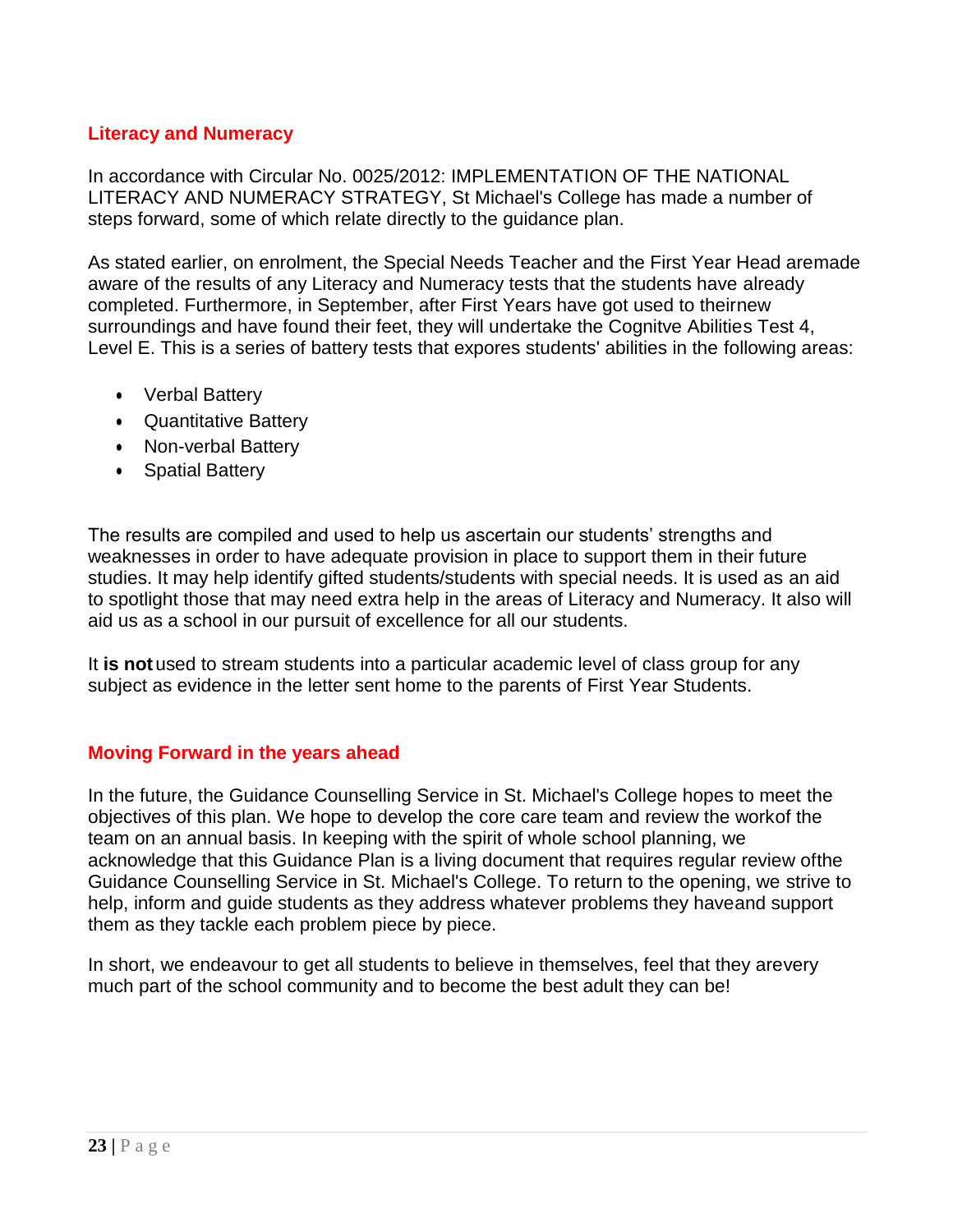## Literacy and Numeracy

In accordance with Circular No. 0025/2012: IMPLEMENTATION OF THE NATIONAL LITERACY AND NUMERACY STRATEGY, St Michael's College has made a number of steps forward, some of which relate directly to the guidance plan.

As stated earlier, on enrolment, the Special Needs Teacher and the First Year Head aremade aware of the results of any Literacy and Numeracy tests that the students have already completed. Furthermore, in September, after First Years have got used to theirnew surroundings and have found their feet, they will undertake the Cognitve Abilities Test 4, Level E. This is a series of battery tests that expores students' abilities in the following areas:

- Verbal Battery
- Quantitative Battery
- Non-verbal Battery
- Spatial Battery

The results are compiled and used to help us ascertain our students' strengths and weaknesses in order to have adequate provision in place to support them in their future studies. It may help identify gifted students/students with special needs. It is used as an aid to spotlight those that may need extra help in the areas of Literacy and Numeracy. It also will aid us as a school in our pursuit of excellence for all our students.

It **is not** used to stream students into a particular academic level of class group for any subject as evidence in the letter sent home to the parents of First Year Students.

## Moving Forward in the years ahead

In the future, the Guidance Counselling Service in St. Michael's College hopes to meet the objectives of this plan. We hope to develop the core care team and review the workof the team on an annual basis. In keeping with the spirit of whole school planning, we acknowledge that this Guidance Plan is a living document that requires regular review ofthe Guidance Counselling Service in St. Michael's College. To return to the opening, we strive to help, inform and guide students as they address whatever problems they haveand support them as they tackle each problem piece by piece.

In short, we endeavour to get all students to believe in themselves, feel that they arevery much part of the school community and to become the best adult they can be!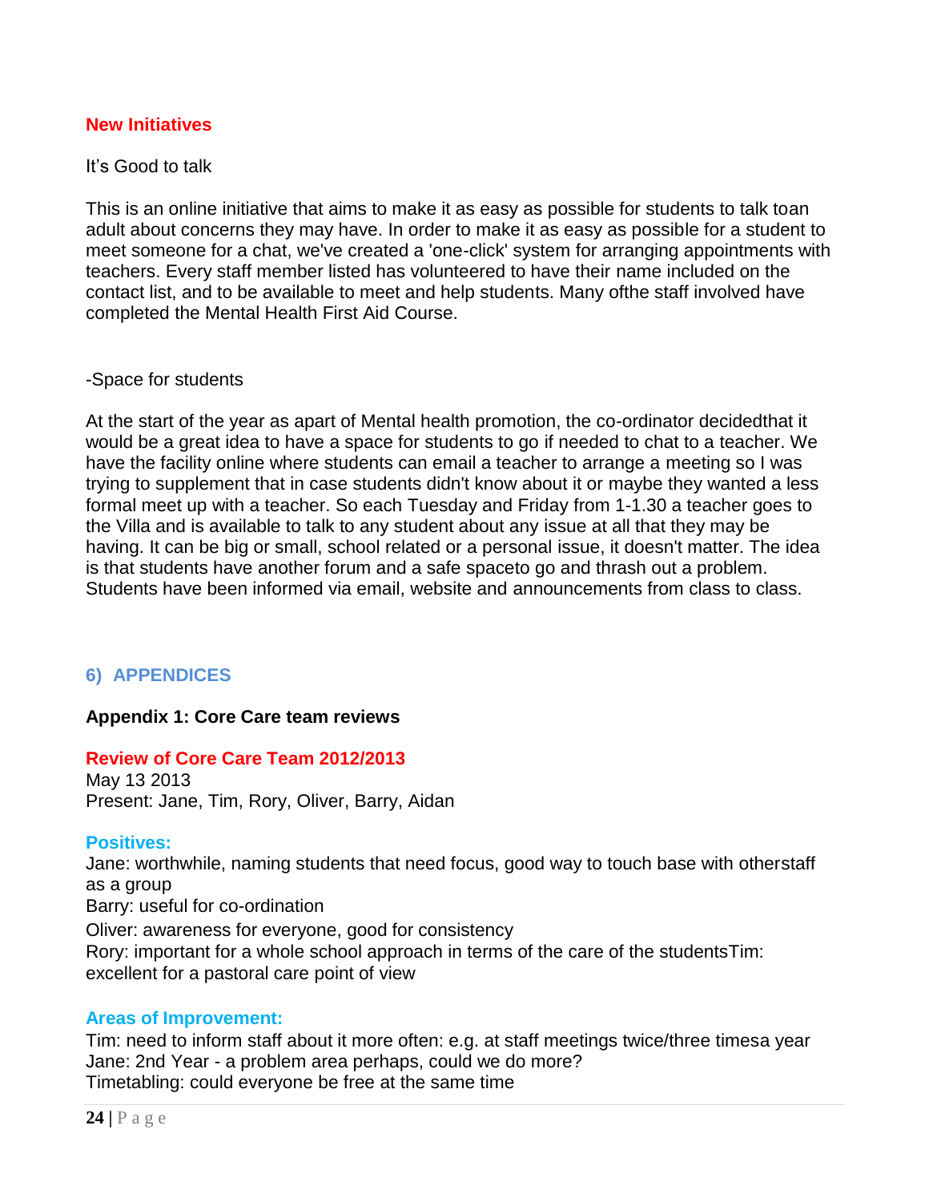## New Initiatives

It's Good to talk

This is an online initiative that aims to make it as easy as possible for students to talk toan adult about concerns they may have. In order to make it as easy as possible for a student to meet someone for a chat, we've created a 'one-click' system for arranging appointments with teachers. Every staff member listed has volunteered to have their name included on the contact list, and to be available to meet and help students. Many ofthe staff involved have completed the Mental Health First Aid Course.

-Space for students

At the start of the year as apart of Mental health promotion, the co-ordinator decidedthat it would be a great idea to have a space for students to go if needed to chat to a teacher. We have the facility online where students can email a teacher to arrange a meeting so I was trying to supplement that in case students didn't know about it or maybe they wanted a less formal meet up with a teacher. So each Tuesday and Friday from 1-1.30 a teacher goes to the Villa and is available to talk to any student about any issue at all that they may be having. It can be big or small, school related or a personal issue, it doesn't matter. The idea is that students have another forum and a safe spaceto go and thrash out a problem. Students have been informed via email, website and announcements from class to class.

## 6) APPENDICES

### Appendix 1: Core Care team reviews

### Review of Core Care Team 2012/2013

May 13 2013
Present: Jane, Tim, Rory, Oliver, Barry, Aidan

#### Positives:

Jane: worthwhile, naming students that need focus, good way to touch base with otherstaff as a group
Barry: useful for co-ordination
Oliver: awareness for everyone, good for consistency
Rory: important for a whole school approach in terms of the care of the studentsTim: excellent for a pastoral care point of view

#### Areas of Improvement:

Tim: need to inform staff about it more often: e.g. at staff meetings twice/three timesa year
Jane: 2nd Year - a problem area perhaps, could we do more?
Timetabling: could everyone be free at the same time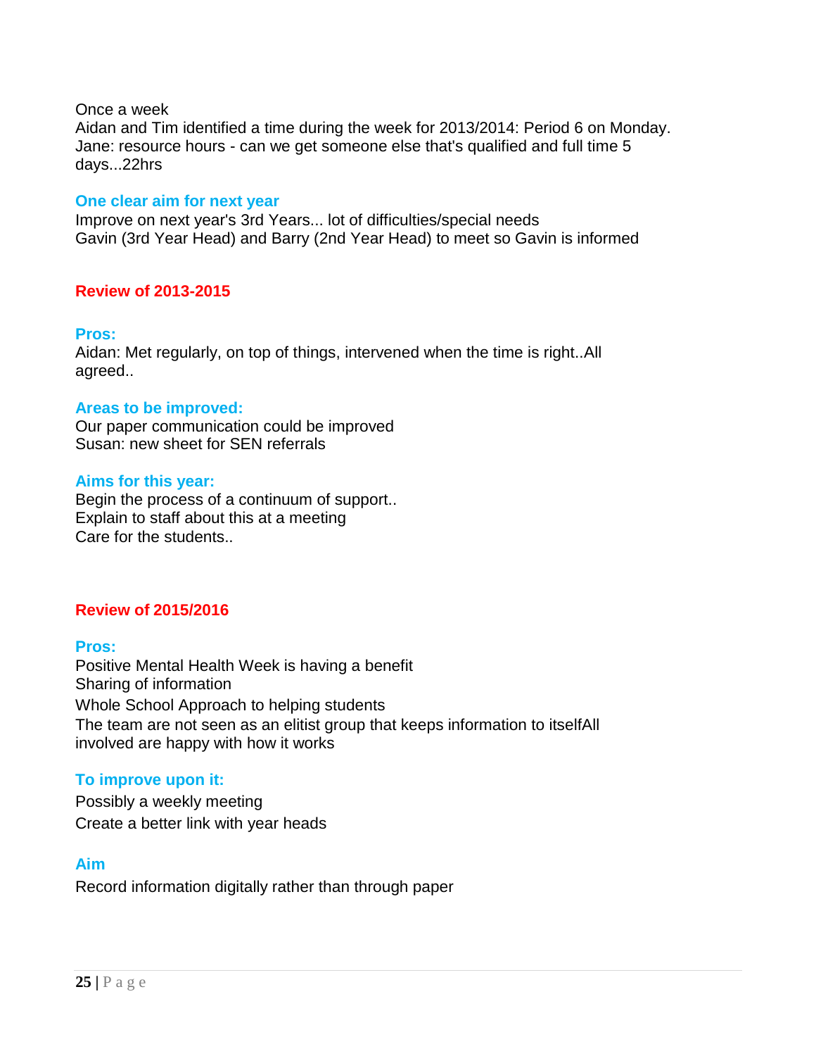Once a week
Aidan and Tim identified a time during the week for 2013/2014: Period 6 on Monday.
Jane: resource hours - can we get someone else that's qualified and full time 5 days...22hrs

### One clear aim for next year

Improve on next year's 3rd Years... lot of difficulties/special needs
Gavin (3rd Year Head) and Barry (2nd Year Head) to meet so Gavin is informed

## Review of 2013-2015

### Pros:

Aidan: Met regularly, on top of things, intervened when the time is right..All agreed..

### Areas to be improved:

Our paper communication could be improved
Susan: new sheet for SEN referrals

### Aims for this year:

Begin the process of a continuum of support..
Explain to staff about this at a meeting
Care for the students..

## Review of 2015/2016

### Pros:

Positive Mental Health Week is having a benefit
Sharing of information
Whole School Approach to helping students
The team are not seen as an elitist group that keeps information to itselfAll involved are happy with how it works

### To improve upon it:

Possibly a weekly meeting
Create a better link with year heads

### Aim

Record information digitally rather than through paper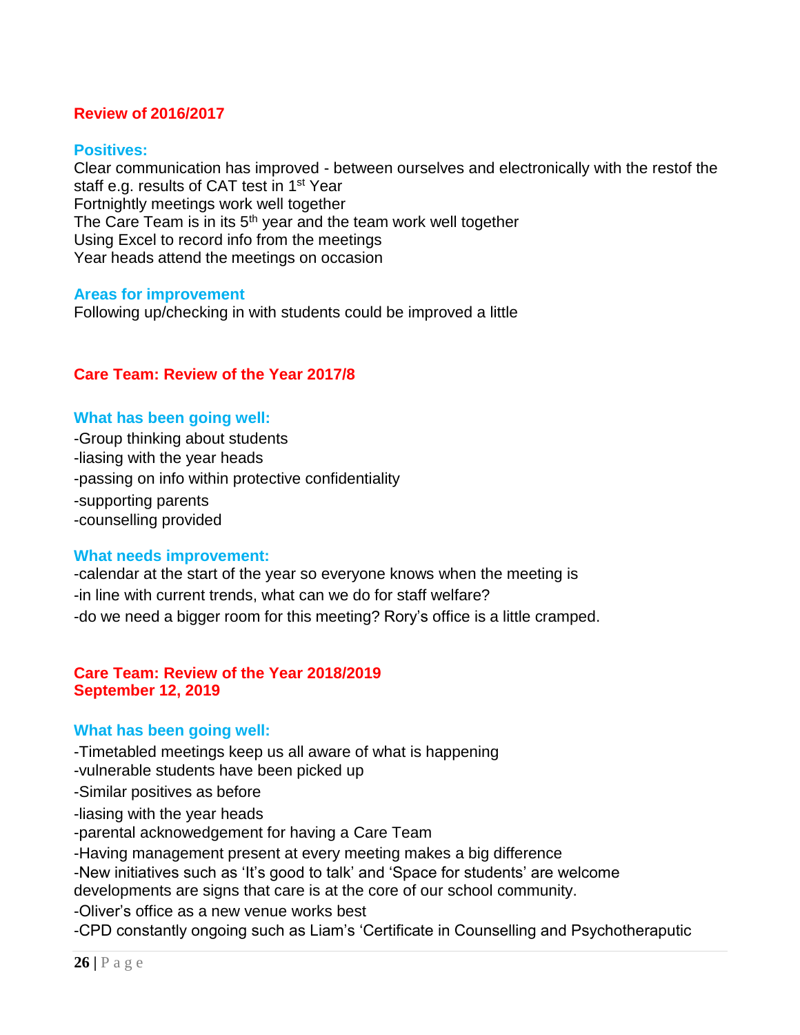## Review of 2016/2017

### Positives:

Clear communication has improved - between ourselves and electronically with the restof the staff e.g. results of CAT test in 1st Year
Fortnightly meetings work well together
The Care Team is in its 5th year and the team work well together
Using Excel to record info from the meetings
Year heads attend the meetings on occasion

### Areas for improvement

Following up/checking in with students could be improved a little

## Care Team: Review of the Year 2017/8

### What has been going well:

-Group thinking about students
-liasing with the year heads
-passing on info within protective confidentiality
-supporting parents
-counselling provided

### What needs improvement:

-calendar at the start of the year so everyone knows when the meeting is
-in line with current trends, what can we do for staff welfare?
-do we need a bigger room for this meeting? Rory's office is a little cramped.

## Care Team: Review of the Year 2018/2019
## September 12, 2019

### What has been going well:

-Timetabled meetings keep us all aware of what is happening
-vulnerable students have been picked up
-Similar positives as before
-liasing with the year heads
-parental acknowedgement for having a Care Team
-Having management present at every meeting makes a big difference
-New initiatives such as 'It's good to talk' and 'Space for students' are welcome developments are signs that care is at the core of our school community.
-Oliver's office as a new venue works best
-CPD constantly ongoing such as Liam's 'Certificate in Counselling and Psychotheraputic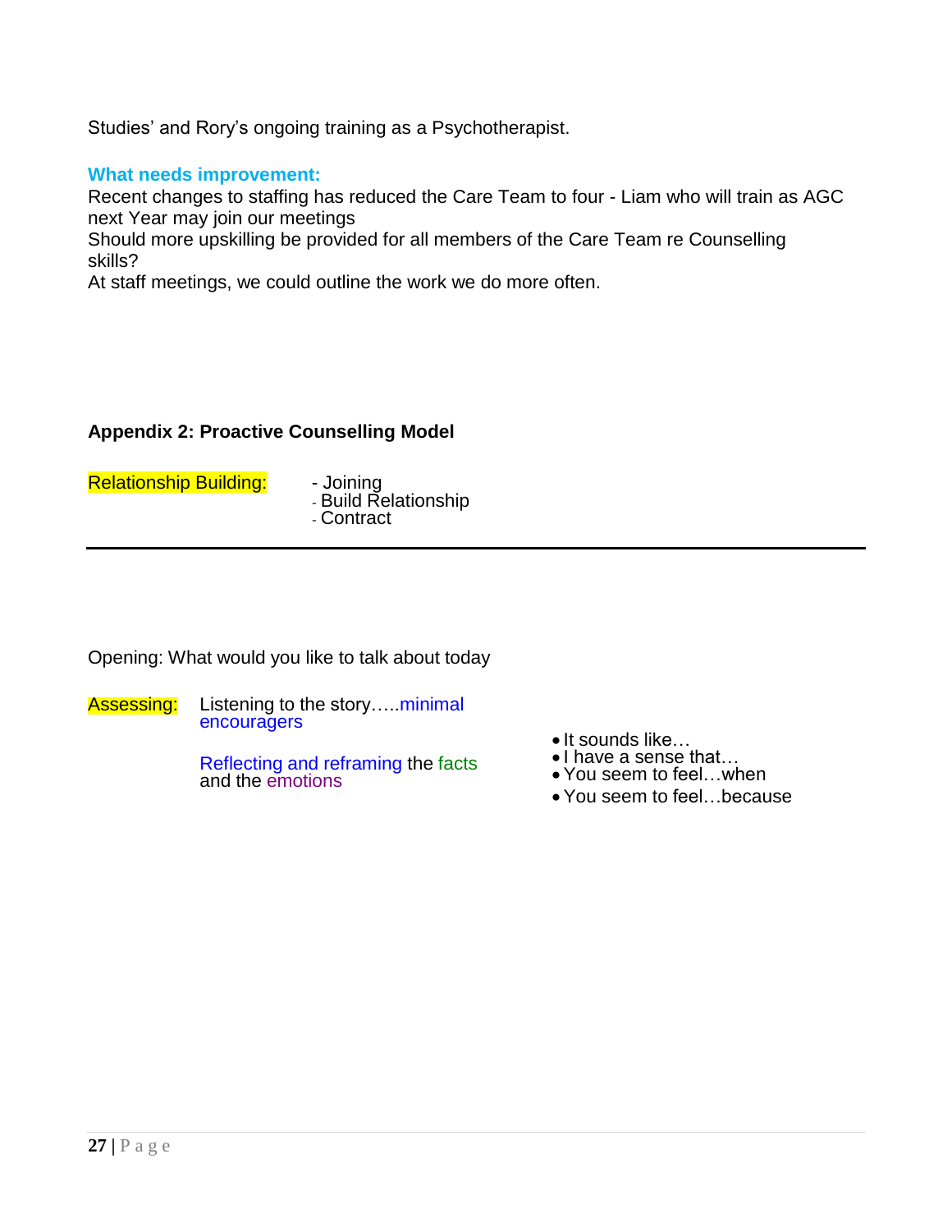Studies' and Rory's ongoing training as a Psychotherapist.

**What needs improvement:**

Recent changes to staffing has reduced the Care Team to four - Liam who will train as AGC next Year may join our meetings
Should more upskilling be provided for all members of the Care Team re Counselling skills?
At staff meetings, we could outline the work we do more often.

**Appendix 2: Proactive Counselling Model**

Relationship Building:

- Joining
- Build Relationship
- Contract

---

Opening: What would you like to talk about today

Assessing: Listening to the story…..minimal encouragers

Reflecting and reframing the facts and the emotions

- It sounds like…
- I have a sense that…
- You seem to feel…when
- You seem to feel…because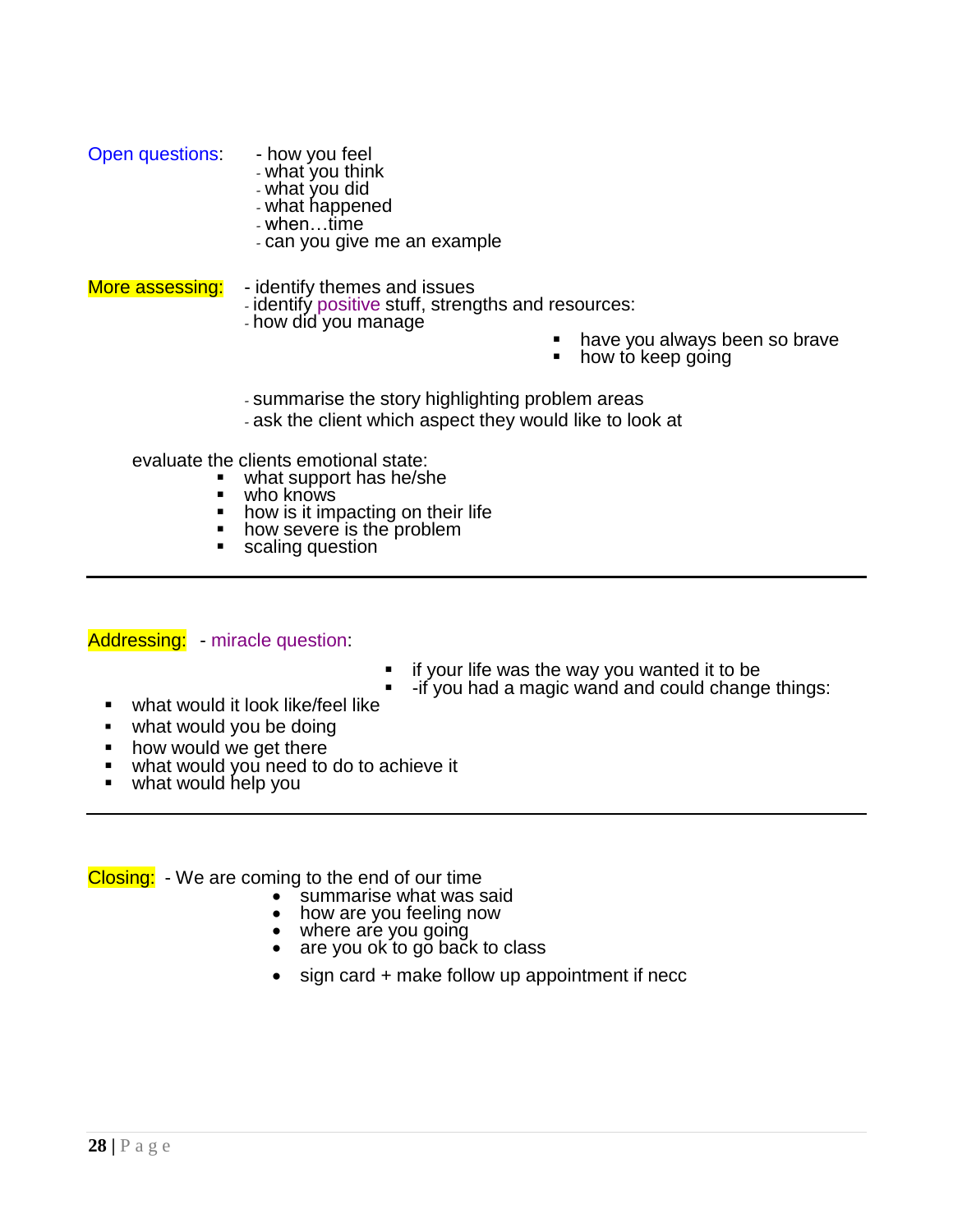**Open questions:**

- how you feel
- what you think
- what you did
- what happened
- when…time
- can you give me an example

**More assessing:**

- identify themes and issues
- identify positive stuff, strengths and resources:
- how did you manage
  - have you always been so brave
  - how to keep going
- summarise the story highlighting problem areas
- ask the client which aspect they would like to look at

evaluate the clients emotional state:

- what support has he/she
- who knows
- how is it impacting on their life
- how severe is the problem
- scaling question

---

**Addressing:** - miracle question:

- if your life was the way you wanted it to be
- -if you had a magic wand and could change things:

- what would it look like/feel like
- what would you be doing
- how would we get there
- what would you need to do to achieve it
- what would help you

---

**Closing:** - We are coming to the end of our time

- summarise what was said
- how are you feeling now
- where are you going
- are you ok to go back to class
- sign card + make follow up appointment if necc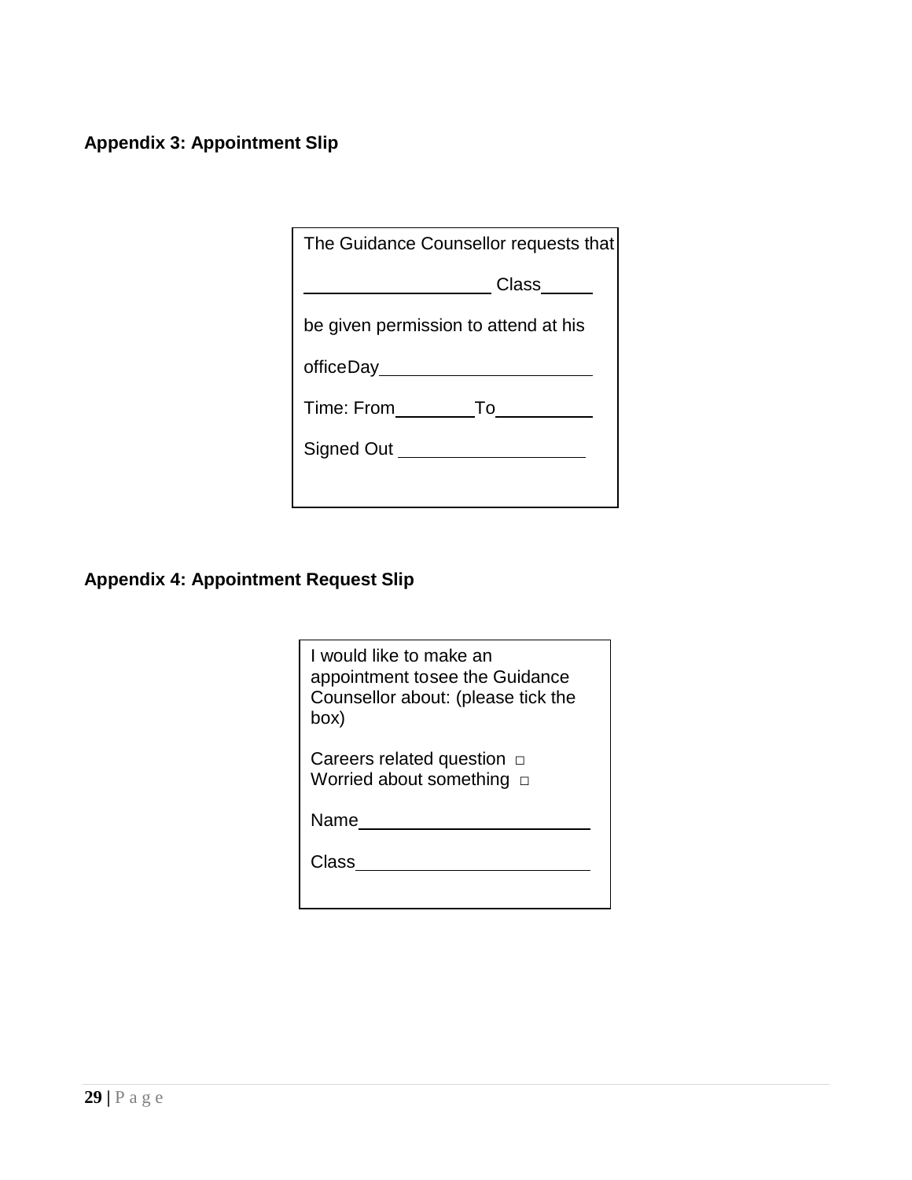**Appendix 3: Appointment Slip**

The Guidance Counsellor requests that

____________________ Class______

be given permission to attend at his

officeDay________________________

Time: From_________To___________

Signed Out ____________________

**Appendix 4: Appointment Request Slip**

I would like to make an appointment tosee the Guidance Counsellor about: (please tick the box)

Careers related question □
Worried about something □

Name__________________________

Class__________________________